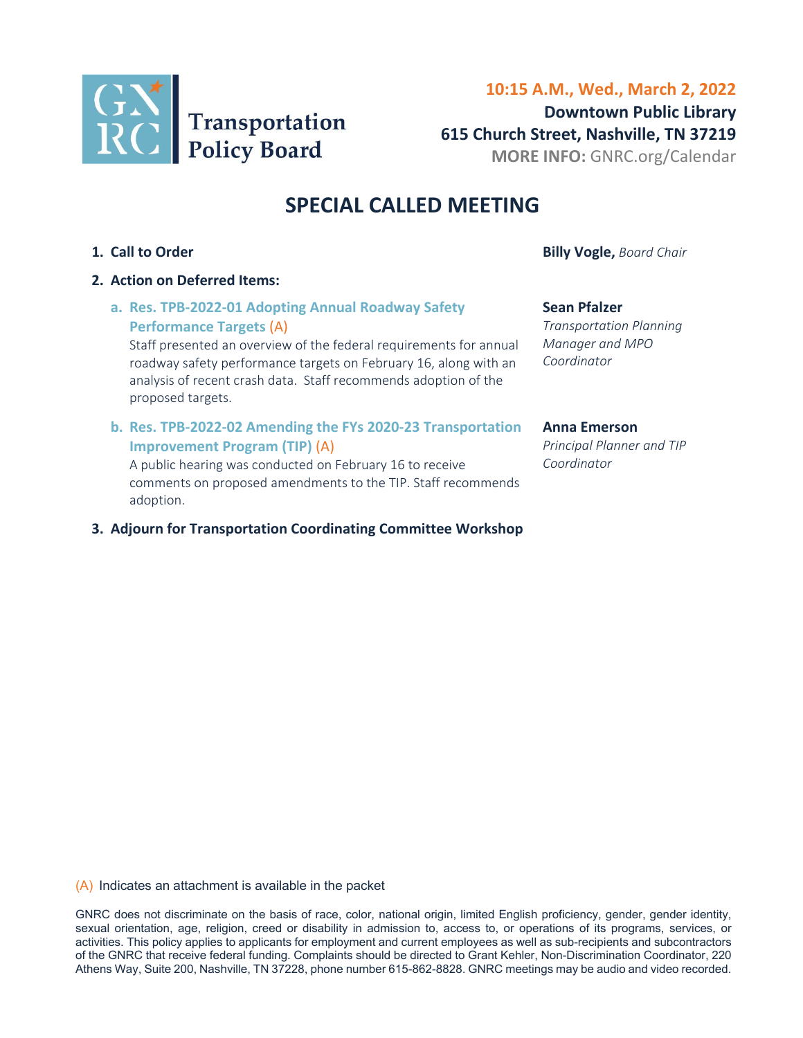GNRC Transportation Policy Board

**10:15 A.M., Wed., March 2, 2022**
**Downtown Public Library**
**615 Church Street, Nashville, TN 37219**
**MORE INFO:** GNRC.org/Calendar

# SPECIAL CALLED MEETING

1. **Call to Order** — **Billy Vogle,** *Board Chair*

2. **Action on Deferred Items:**

   a. **Res. TPB-2022-01 Adopting Annual Roadway Safety Performance Targets** (A) — **Sean Pfalzer**, *Transportation Planning Manager and MPO Coordinator*

      Staff presented an overview of the federal requirements for annual roadway safety performance targets on February 16, along with an analysis of recent crash data. Staff recommends adoption of the proposed targets.

   b. **Res. TPB-2022-02 Amending the FYs 2020-23 Transportation Improvement Program (TIP)** (A) — **Anna Emerson**, *Principal Planner and TIP Coordinator*

      A public hearing was conducted on February 16 to receive comments on proposed amendments to the TIP. Staff recommends adoption.

3. **Adjourn for Transportation Coordinating Committee Workshop**

(A) Indicates an attachment is available in the packet

GNRC does not discriminate on the basis of race, color, national origin, limited English proficiency, gender, gender identity, sexual orientation, age, religion, creed or disability in admission to, access to, or operations of its programs, services, or activities. This policy applies to applicants for employment and current employees as well as sub-recipients and subcontractors of the GNRC that receive federal funding. Complaints should be directed to Grant Kehler, Non-Discrimination Coordinator, 220 Athens Way, Suite 200, Nashville, TN 37228, phone number 615-862-8828. GNRC meetings may be audio and video recorded.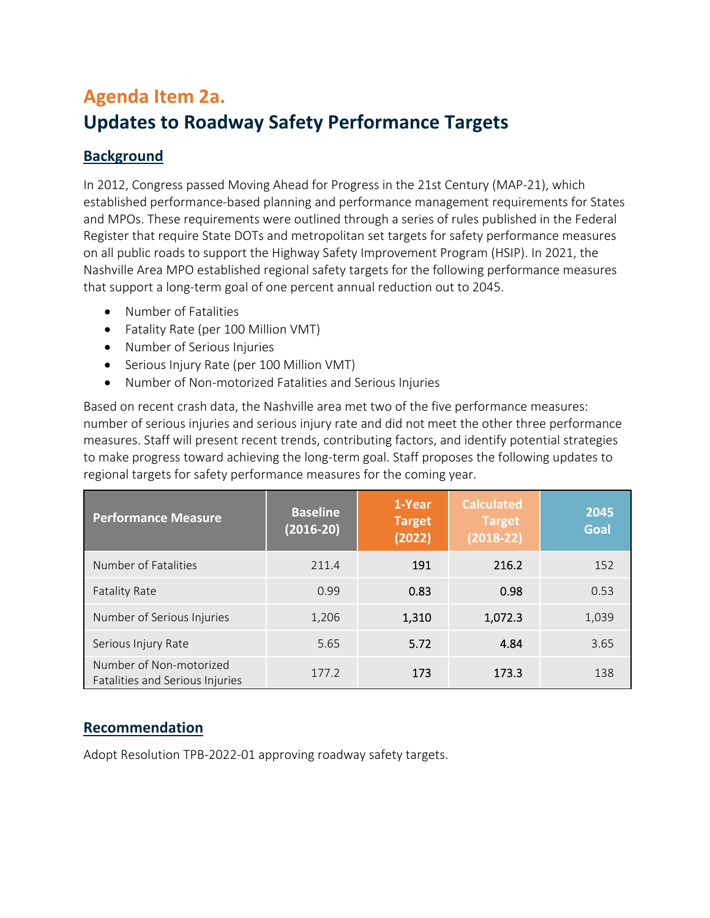# Agenda Item 2a.

# Updates to Roadway Safety Performance Targets

## Background

In 2012, Congress passed Moving Ahead for Progress in the 21st Century (MAP-21), which established performance-based planning and performance management requirements for States and MPOs. These requirements were outlined through a series of rules published in the Federal Register that require State DOTs and metropolitan set targets for safety performance measures on all public roads to support the Highway Safety Improvement Program (HSIP). In 2021, the Nashville Area MPO established regional safety targets for the following performance measures that support a long-term goal of one percent annual reduction out to 2045.

- Number of Fatalities
- Fatality Rate (per 100 Million VMT)
- Number of Serious Injuries
- Serious Injury Rate (per 100 Million VMT)
- Number of Non-motorized Fatalities and Serious Injuries

Based on recent crash data, the Nashville area met two of the five performance measures: number of serious injuries and serious injury rate and did not meet the other three performance measures. Staff will present recent trends, contributing factors, and identify potential strategies to make progress toward achieving the long-term goal. Staff proposes the following updates to regional targets for safety performance measures for the coming year.

| Performance Measure | Baseline (2016-20) | 1-Year Target (2022) | Calculated Target (2018-22) | 2045 Goal |
|---|---|---|---|---|
| Number of Fatalities | 211.4 | 191 | 216.2 | 152 |
| Fatality Rate | 0.99 | 0.83 | 0.98 | 0.53 |
| Number of Serious Injuries | 1,206 | 1,310 | 1,072.3 | 1,039 |
| Serious Injury Rate | 5.65 | 5.72 | 4.84 | 3.65 |
| Number of Non-motorized Fatalities and Serious Injuries | 177.2 | 173 | 173.3 | 138 |

## Recommendation

Adopt Resolution TPB-2022-01 approving roadway safety targets.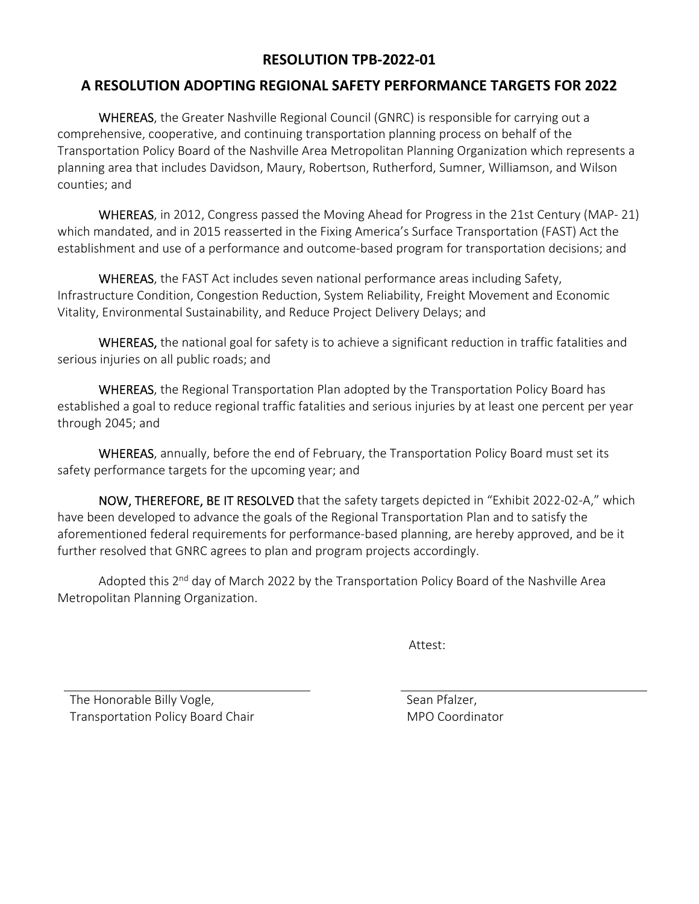# RESOLUTION TPB-2022-01

## A RESOLUTION ADOPTING REGIONAL SAFETY PERFORMANCE TARGETS FOR 2022

WHEREAS, the Greater Nashville Regional Council (GNRC) is responsible for carrying out a comprehensive, cooperative, and continuing transportation planning process on behalf of the Transportation Policy Board of the Nashville Area Metropolitan Planning Organization which represents a planning area that includes Davidson, Maury, Robertson, Rutherford, Sumner, Williamson, and Wilson counties; and

WHEREAS, in 2012, Congress passed the Moving Ahead for Progress in the 21st Century (MAP- 21) which mandated, and in 2015 reasserted in the Fixing America's Surface Transportation (FAST) Act the establishment and use of a performance and outcome-based program for transportation decisions; and

WHEREAS, the FAST Act includes seven national performance areas including Safety, Infrastructure Condition, Congestion Reduction, System Reliability, Freight Movement and Economic Vitality, Environmental Sustainability, and Reduce Project Delivery Delays; and

WHEREAS, the national goal for safety is to achieve a significant reduction in traffic fatalities and serious injuries on all public roads; and

WHEREAS, the Regional Transportation Plan adopted by the Transportation Policy Board has established a goal to reduce regional traffic fatalities and serious injuries by at least one percent per year through 2045; and

WHEREAS, annually, before the end of February, the Transportation Policy Board must set its safety performance targets for the upcoming year; and

NOW, THEREFORE, BE IT RESOLVED that the safety targets depicted in "Exhibit 2022-02-A," which have been developed to advance the goals of the Regional Transportation Plan and to satisfy the aforementioned federal requirements for performance-based planning, are hereby approved, and be it further resolved that GNRC agrees to plan and program projects accordingly.

Adopted this 2nd day of March 2022 by the Transportation Policy Board of the Nashville Area Metropolitan Planning Organization.

Attest:

The Honorable Billy Vogle,
Transportation Policy Board Chair

Sean Pfalzer,
MPO Coordinator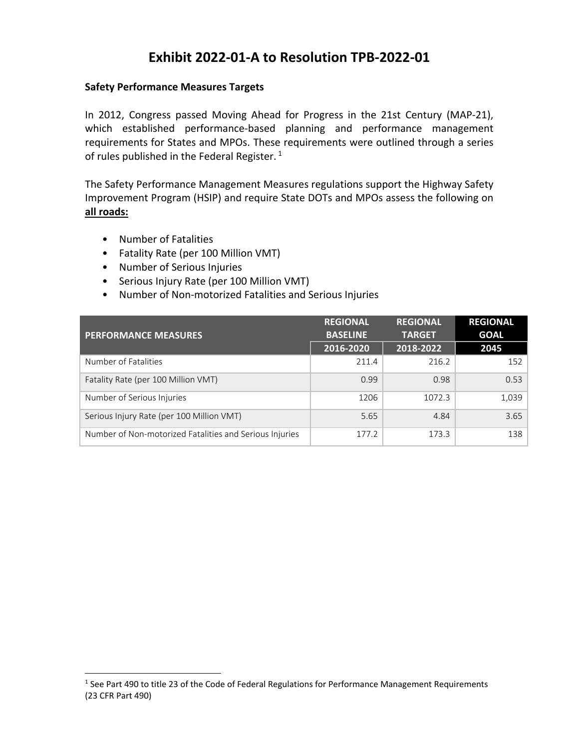# Exhibit 2022-01-A to Resolution TPB-2022-01

**Safety Performance Measures Targets**

In 2012, Congress passed Moving Ahead for Progress in the 21st Century (MAP-21), which established performance-based planning and performance management requirements for States and MPOs. These requirements were outlined through a series of rules published in the Federal Register. [1]

The Safety Performance Management Measures regulations support the Highway Safety Improvement Program (HSIP) and require State DOTs and MPOs assess the following on **all roads:**

- Number of Fatalities
- Fatality Rate (per 100 Million VMT)
- Number of Serious Injuries
- Serious Injury Rate (per 100 Million VMT)
- Number of Non-motorized Fatalities and Serious Injuries

| PERFORMANCE MEASURES | REGIONAL BASELINE | REGIONAL TARGET | REGIONAL GOAL |
|---|---|---|---|
| | 2016-2020 | 2018-2022 | 2045 |
| Number of Fatalities | 211.4 | 216.2 | 152 |
| Fatality Rate (per 100 Million VMT) | 0.99 | 0.98 | 0.53 |
| Number of Serious Injuries | 1206 | 1072.3 | 1,039 |
| Serious Injury Rate (per 100 Million VMT) | 5.65 | 4.84 | 3.65 |
| Number of Non-motorized Fatalities and Serious Injuries | 177.2 | 173.3 | 138 |

[1] See Part 490 to title 23 of the Code of Federal Regulations for Performance Management Requirements (23 CFR Part 490)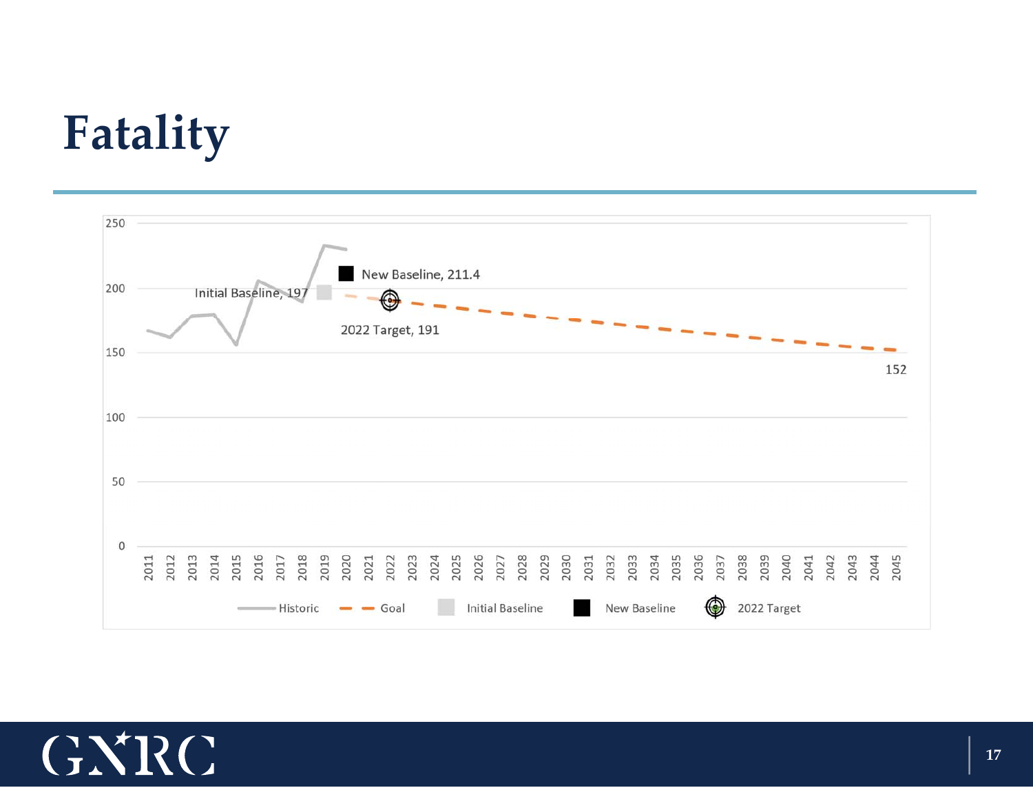# Fatality

250
200
150
100
50
0

Initial Baseline, 197

New Baseline, 211.4

2022 Target, 191

152

2011 2012 2013 2014 2015 2016 2017 2018 2019 2020 2021 2022 2023 2024 2025 2026 2027 2028 2029 2030 2031 2032 2033 2034 2035 2036 2037 2038 2039 2040 2041 2042 2043 2044 2045

Historic — Goal — Initial Baseline — New Baseline — 2022 Target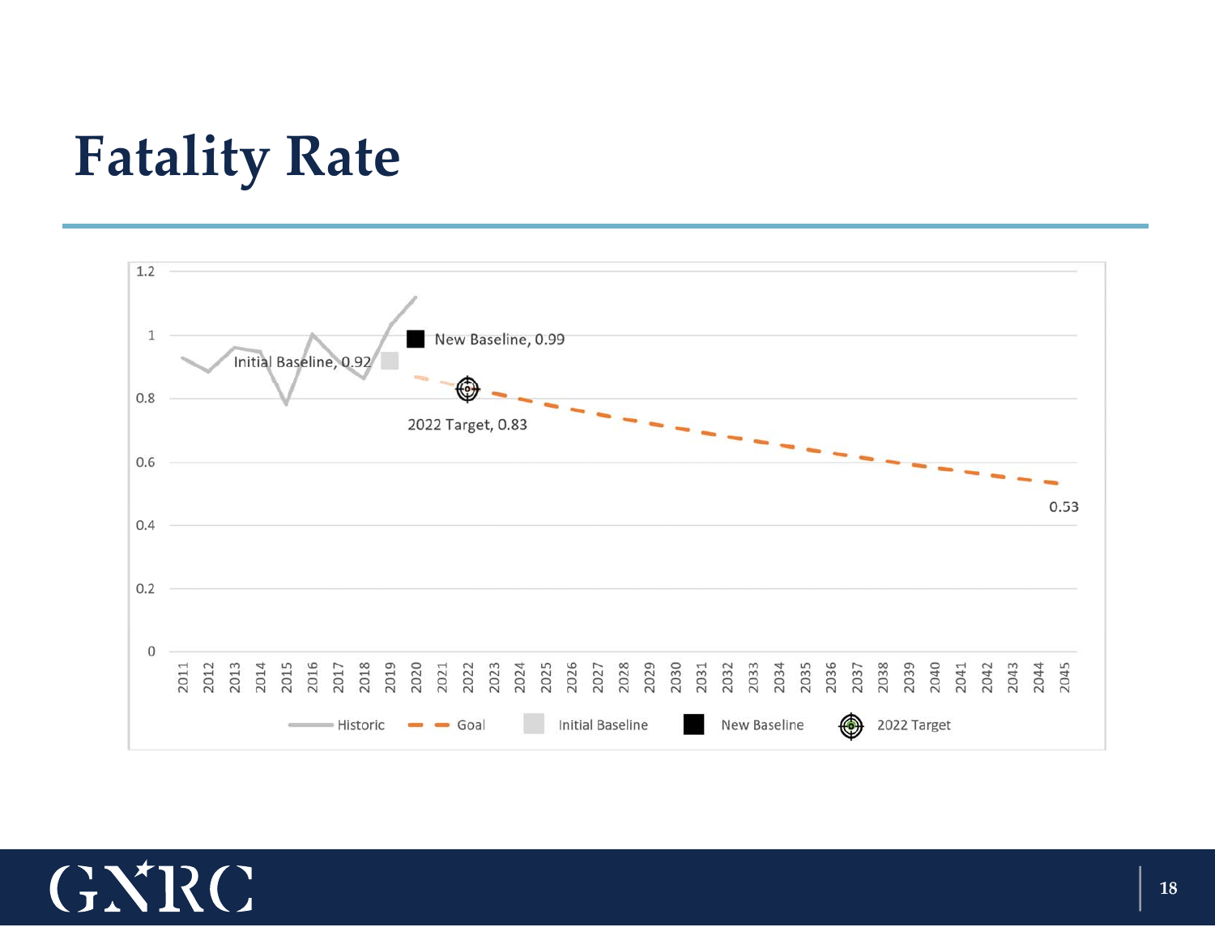# Fatality Rate

1.2

1

0.8

0.6

0.4

0.2

0

Initial Baseline, 0.92

New Baseline, 0.99

2022 Target, 0.83

0.53

2011 2012 2013 2014 2015 2016 2017 2018 2019 2020 2021 2022 2023 2024 2025 2026 2027 2028 2029 2030 2031 2032 2033 2034 2035 2036 2037 2038 2039 2040 2041 2042 2043 2044 2045

Historic — Goal — Initial Baseline — New Baseline — 2022 Target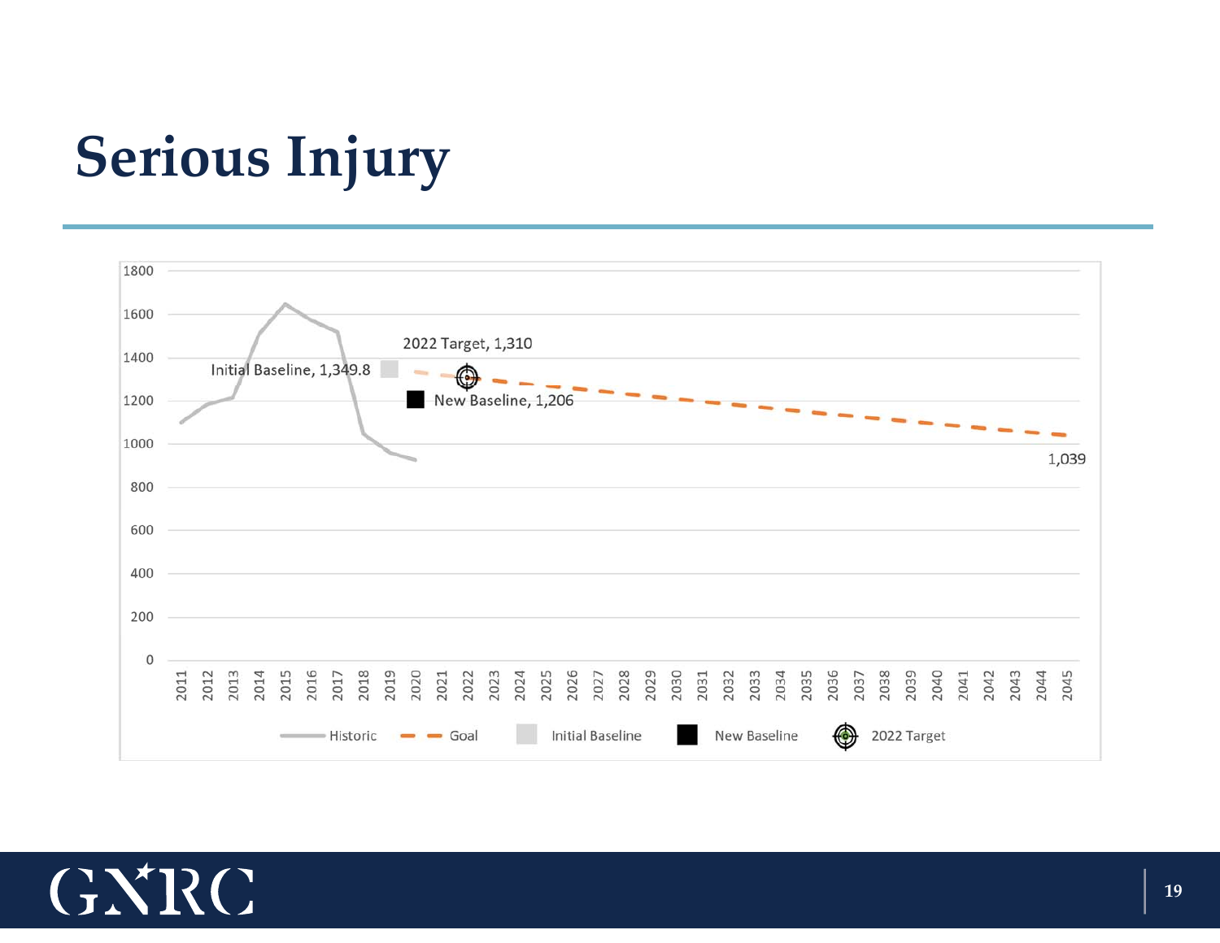# Serious Injury

Initial Baseline, 1,349.8

2022 Target, 1,310

New Baseline, 1,206

1,039

Historic — Goal — Initial Baseline — New Baseline — 2022 Target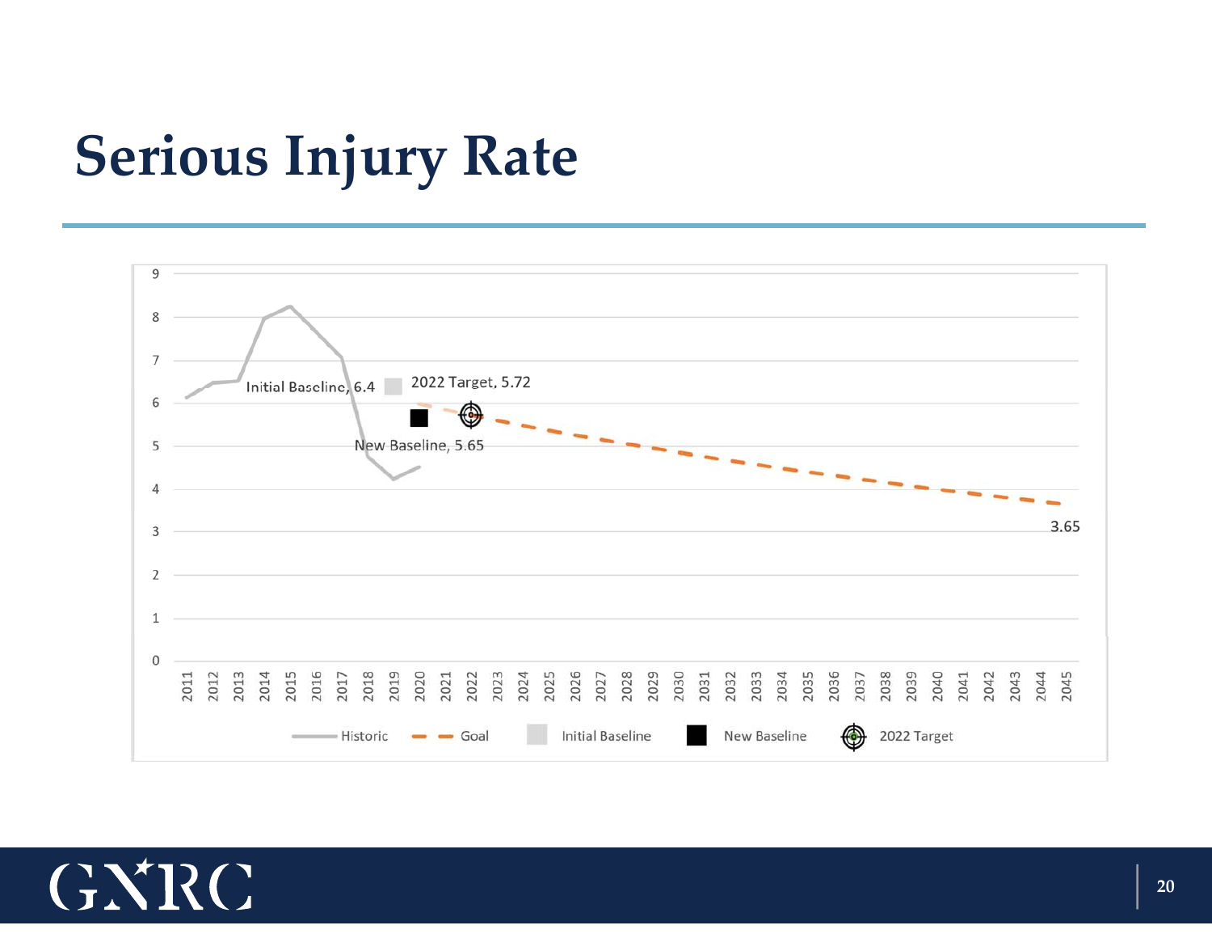# Serious Injury Rate

Initial Baseline, 6.4

2022 Target, 5.72

New Baseline, 5.65

3.65

Historic | Goal | Initial Baseline | New Baseline | 2022 Target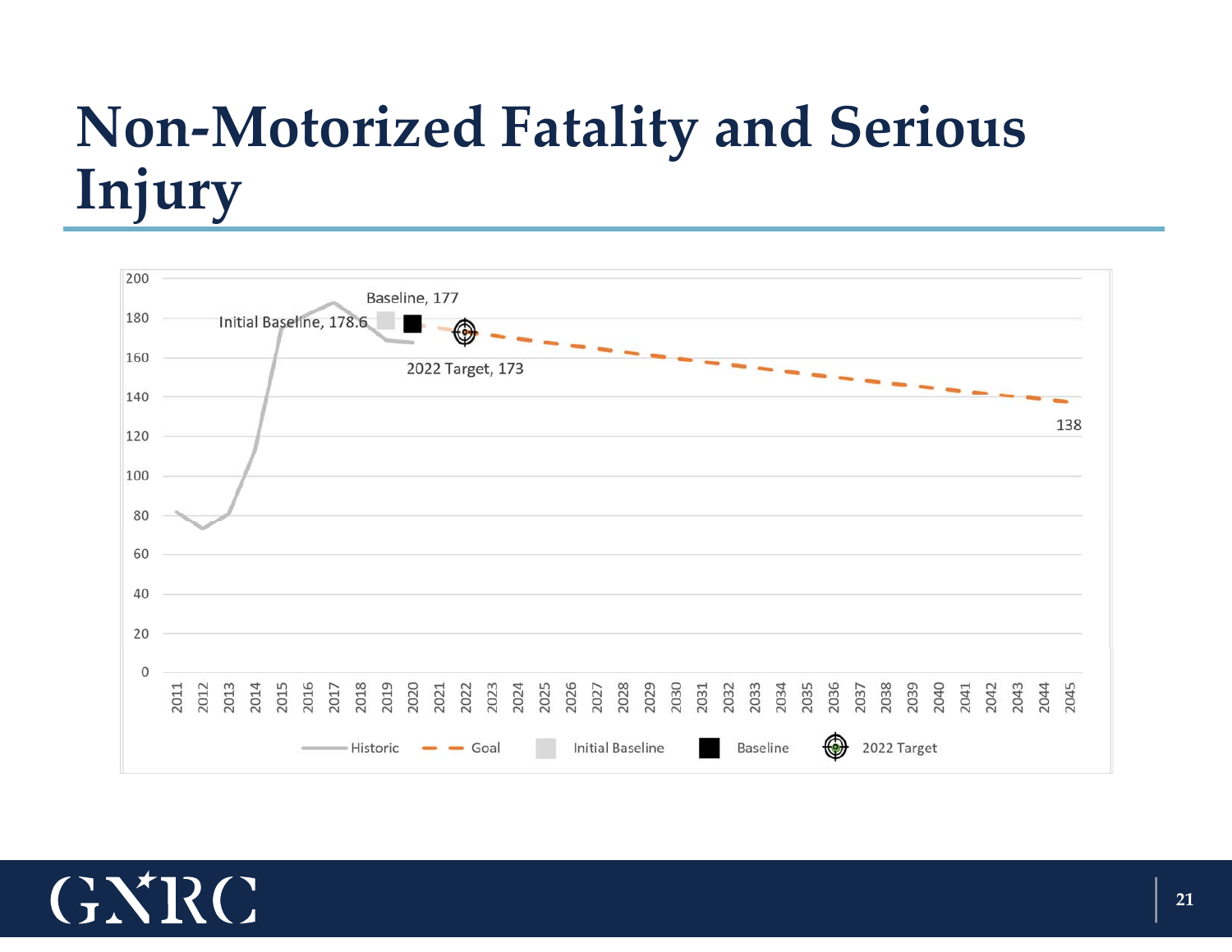# Non-Motorized Fatality and Serious Injury

Baseline, 177

Initial Baseline, 178.6

2022 Target, 173

138

Historic | Goal | Initial Baseline | Baseline | 2022 Target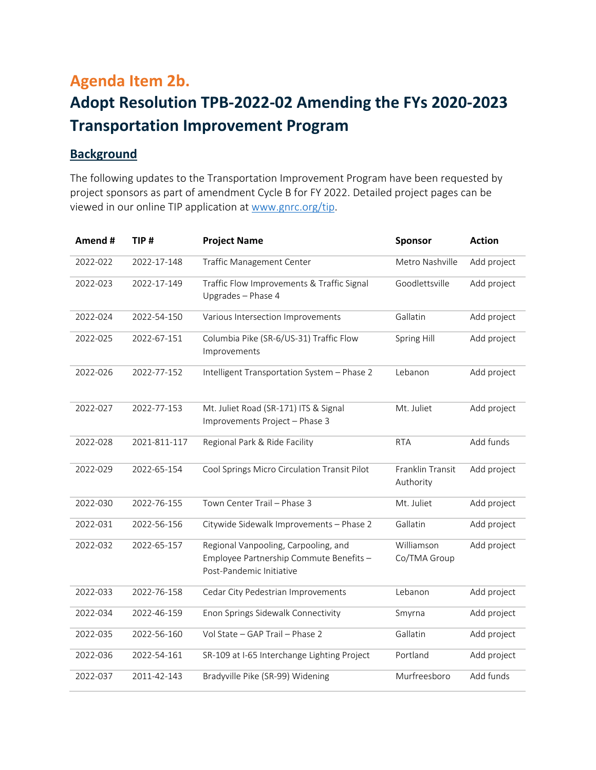## Agenda Item 2b.

# Adopt Resolution TPB-2022-02 Amending the FYs 2020-2023 Transportation Improvement Program

### Background

The following updates to the Transportation Improvement Program have been requested by project sponsors as part of amendment Cycle B for FY 2022. Detailed project pages can be viewed in our online TIP application at www.gnrc.org/tip.

| Amend # | TIP # | Project Name | Sponsor | Action |
|---|---|---|---|---|
| 2022-022 | 2022-17-148 | Traffic Management Center | Metro Nashville | Add project |
| 2022-023 | 2022-17-149 | Traffic Flow Improvements & Traffic Signal Upgrades – Phase 4 | Goodlettsville | Add project |
| 2022-024 | 2022-54-150 | Various Intersection Improvements | Gallatin | Add project |
| 2022-025 | 2022-67-151 | Columbia Pike (SR-6/US-31) Traffic Flow Improvements | Spring Hill | Add project |
| 2022-026 | 2022-77-152 | Intelligent Transportation System – Phase 2 | Lebanon | Add project |
| 2022-027 | 2022-77-153 | Mt. Juliet Road (SR-171) ITS & Signal Improvements Project – Phase 3 | Mt. Juliet | Add project |
| 2022-028 | 2021-811-117 | Regional Park & Ride Facility | RTA | Add funds |
| 2022-029 | 2022-65-154 | Cool Springs Micro Circulation Transit Pilot | Franklin Transit Authority | Add project |
| 2022-030 | 2022-76-155 | Town Center Trail – Phase 3 | Mt. Juliet | Add project |
| 2022-031 | 2022-56-156 | Citywide Sidewalk Improvements – Phase 2 | Gallatin | Add project |
| 2022-032 | 2022-65-157 | Regional Vanpooling, Carpooling, and Employee Partnership Commute Benefits – Post-Pandemic Initiative | Williamson Co/TMA Group | Add project |
| 2022-033 | 2022-76-158 | Cedar City Pedestrian Improvements | Lebanon | Add project |
| 2022-034 | 2022-46-159 | Enon Springs Sidewalk Connectivity | Smyrna | Add project |
| 2022-035 | 2022-56-160 | Vol State – GAP Trail – Phase 2 | Gallatin | Add project |
| 2022-036 | 2022-54-161 | SR-109 at I-65 Interchange Lighting Project | Portland | Add project |
| 2022-037 | 2011-42-143 | Bradyville Pike (SR-99) Widening | Murfreesboro | Add funds |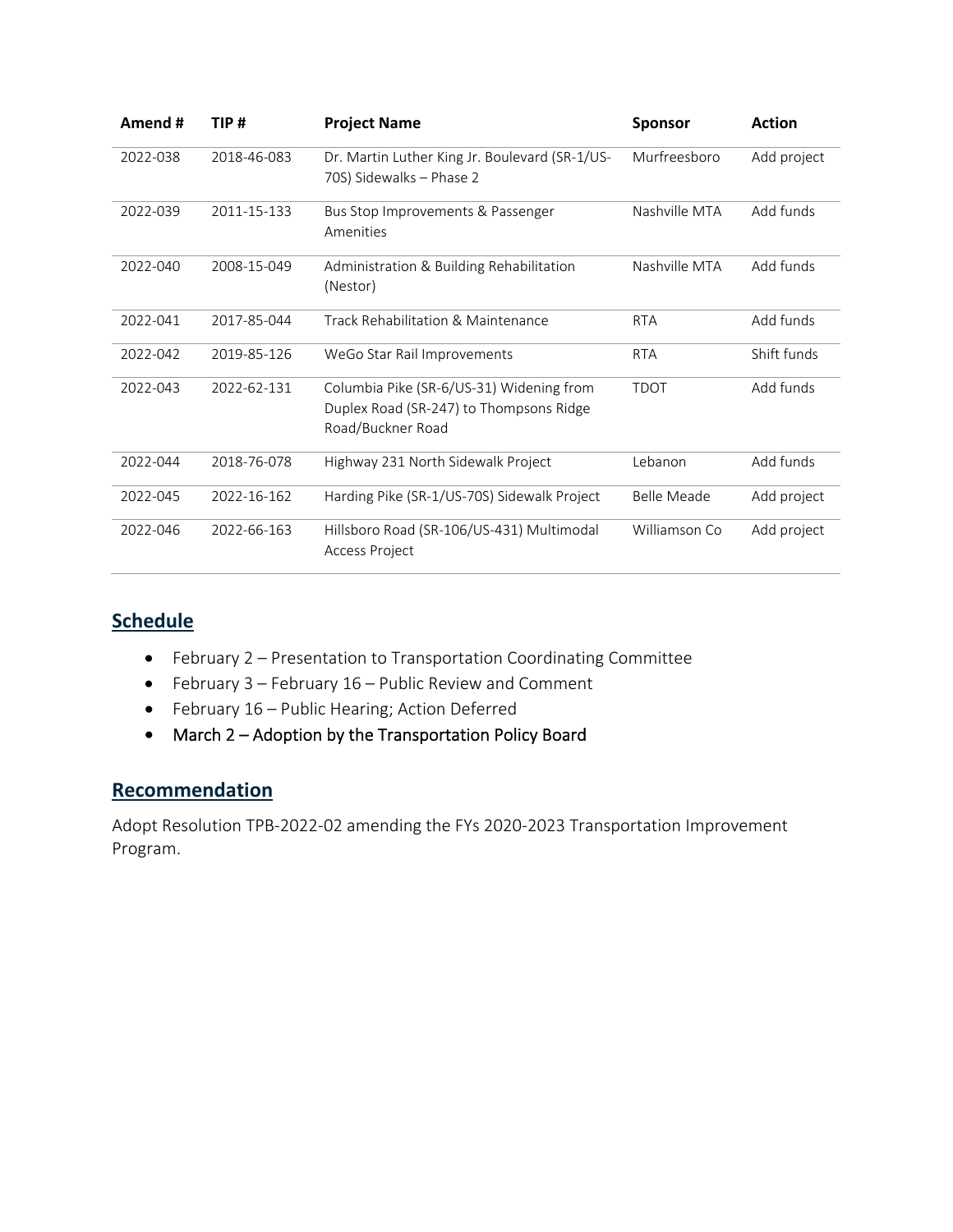| Amend # | TIP # | Project Name | Sponsor | Action |
| --- | --- | --- | --- | --- |
| 2022-038 | 2018-46-083 | Dr. Martin Luther King Jr. Boulevard (SR-1/US-70S) Sidewalks – Phase 2 | Murfreesboro | Add project |
| 2022-039 | 2011-15-133 | Bus Stop Improvements & Passenger Amenities | Nashville MTA | Add funds |
| 2022-040 | 2008-15-049 | Administration & Building Rehabilitation (Nestor) | Nashville MTA | Add funds |
| 2022-041 | 2017-85-044 | Track Rehabilitation & Maintenance | RTA | Add funds |
| 2022-042 | 2019-85-126 | WeGo Star Rail Improvements | RTA | Shift funds |
| 2022-043 | 2022-62-131 | Columbia Pike (SR-6/US-31) Widening from Duplex Road (SR-247) to Thompsons Ridge Road/Buckner Road | TDOT | Add funds |
| 2022-044 | 2018-76-078 | Highway 231 North Sidewalk Project | Lebanon | Add funds |
| 2022-045 | 2022-16-162 | Harding Pike (SR-1/US-70S) Sidewalk Project | Belle Meade | Add project |
| 2022-046 | 2022-66-163 | Hillsboro Road (SR-106/US-431) Multimodal Access Project | Williamson Co | Add project |

## Schedule

- February 2 – Presentation to Transportation Coordinating Committee
- February 3 – February 16 – Public Review and Comment
- February 16 – Public Hearing; Action Deferred
- March 2 – Adoption by the Transportation Policy Board

## Recommendation

Adopt Resolution TPB-2022-02 amending the FYs 2020-2023 Transportation Improvement Program.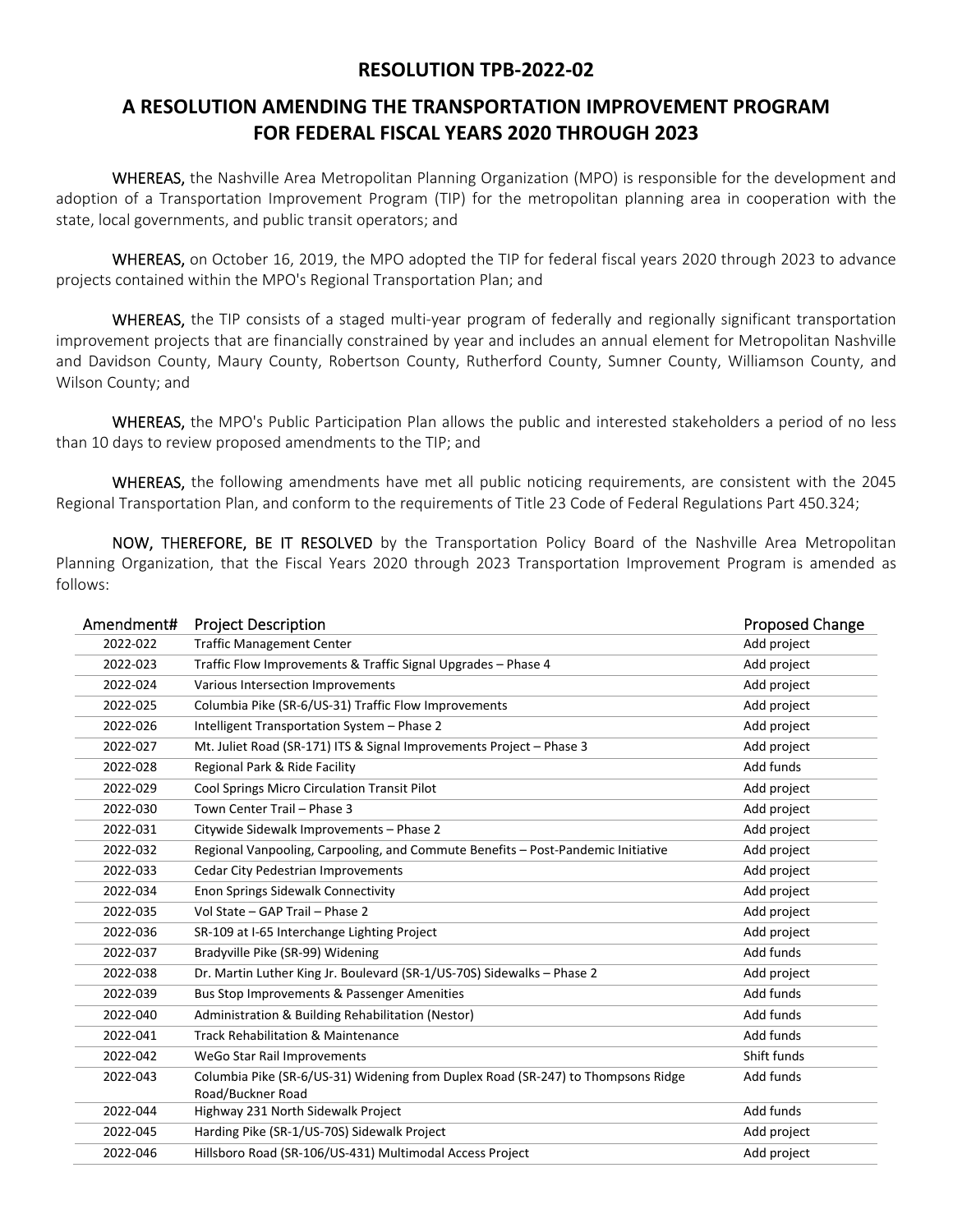# RESOLUTION TPB-2022-02

## A RESOLUTION AMENDING THE TRANSPORTATION IMPROVEMENT PROGRAM FOR FEDERAL FISCAL YEARS 2020 THROUGH 2023

**WHEREAS,** the Nashville Area Metropolitan Planning Organization (MPO) is responsible for the development and adoption of a Transportation Improvement Program (TIP) for the metropolitan planning area in cooperation with the state, local governments, and public transit operators; and

**WHEREAS,** on October 16, 2019, the MPO adopted the TIP for federal fiscal years 2020 through 2023 to advance projects contained within the MPO's Regional Transportation Plan; and

**WHEREAS,** the TIP consists of a staged multi-year program of federally and regionally significant transportation improvement projects that are financially constrained by year and includes an annual element for Metropolitan Nashville and Davidson County, Maury County, Robertson County, Rutherford County, Sumner County, Williamson County, and Wilson County; and

**WHEREAS,** the MPO's Public Participation Plan allows the public and interested stakeholders a period of no less than 10 days to review proposed amendments to the TIP; and

**WHEREAS,** the following amendments have met all public noticing requirements, are consistent with the 2045 Regional Transportation Plan, and conform to the requirements of Title 23 Code of Federal Regulations Part 450.324;

**NOW, THEREFORE, BE IT RESOLVED** by the Transportation Policy Board of the Nashville Area Metropolitan Planning Organization, that the Fiscal Years 2020 through 2023 Transportation Improvement Program is amended as follows:

| Amendment# | Project Description | Proposed Change |
|---|---|---|
| 2022-022 | Traffic Management Center | Add project |
| 2022-023 | Traffic Flow Improvements & Traffic Signal Upgrades – Phase 4 | Add project |
| 2022-024 | Various Intersection Improvements | Add project |
| 2022-025 | Columbia Pike (SR-6/US-31) Traffic Flow Improvements | Add project |
| 2022-026 | Intelligent Transportation System – Phase 2 | Add project |
| 2022-027 | Mt. Juliet Road (SR-171) ITS & Signal Improvements Project – Phase 3 | Add project |
| 2022-028 | Regional Park & Ride Facility | Add funds |
| 2022-029 | Cool Springs Micro Circulation Transit Pilot | Add project |
| 2022-030 | Town Center Trail – Phase 3 | Add project |
| 2022-031 | Citywide Sidewalk Improvements – Phase 2 | Add project |
| 2022-032 | Regional Vanpooling, Carpooling, and Commute Benefits – Post-Pandemic Initiative | Add project |
| 2022-033 | Cedar City Pedestrian Improvements | Add project |
| 2022-034 | Enon Springs Sidewalk Connectivity | Add project |
| 2022-035 | Vol State – GAP Trail – Phase 2 | Add project |
| 2022-036 | SR-109 at I-65 Interchange Lighting Project | Add project |
| 2022-037 | Bradyville Pike (SR-99) Widening | Add funds |
| 2022-038 | Dr. Martin Luther King Jr. Boulevard (SR-1/US-70S) Sidewalks – Phase 2 | Add project |
| 2022-039 | Bus Stop Improvements & Passenger Amenities | Add funds |
| 2022-040 | Administration & Building Rehabilitation (Nestor) | Add funds |
| 2022-041 | Track Rehabilitation & Maintenance | Add funds |
| 2022-042 | WeGo Star Rail Improvements | Shift funds |
| 2022-043 | Columbia Pike (SR-6/US-31) Widening from Duplex Road (SR-247) to Thompsons Ridge Road/Buckner Road | Add funds |
| 2022-044 | Highway 231 North Sidewalk Project | Add funds |
| 2022-045 | Harding Pike (SR-1/US-70S) Sidewalk Project | Add project |
| 2022-046 | Hillsboro Road (SR-106/US-431) Multimodal Access Project | Add project |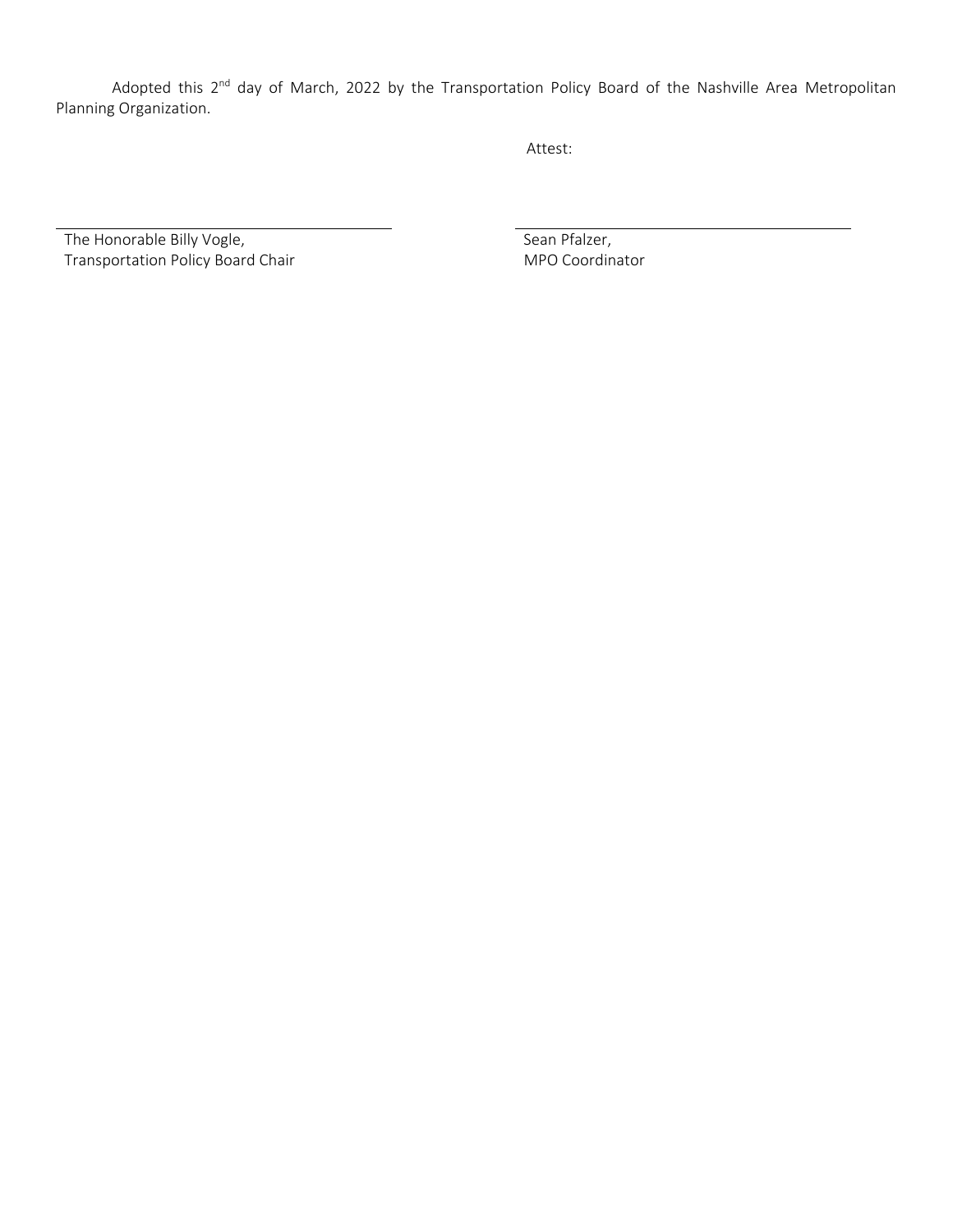Adopted this 2nd day of March, 2022 by the Transportation Policy Board of the Nashville Area Metropolitan Planning Organization.

Attest:

| | |
|---|---|
| The Honorable Billy Vogle,<br>Transportation Policy Board Chair | Sean Pfalzer,<br>MPO Coordinator |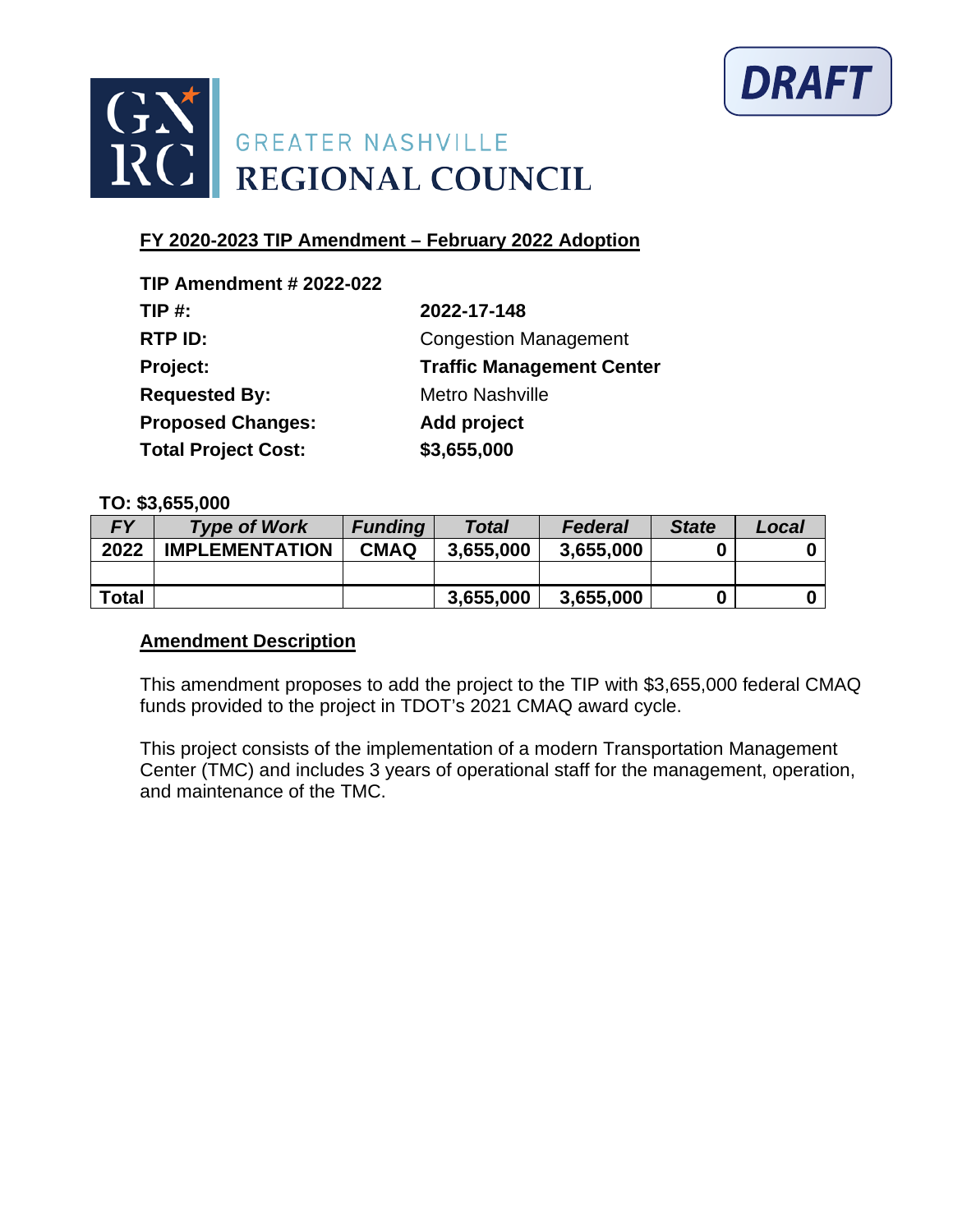DRAFT

GREATER NASHVILLE
REGIONAL COUNCIL

## FY 2020-2023 TIP Amendment – February 2022 Adoption

**TIP Amendment # 2022-022**

| | |
|---|---|
| **TIP #:** | **2022-17-148** |
| **RTP ID:** | Congestion Management |
| **Project:** | **Traffic Management Center** |
| **Requested By:** | Metro Nashville |
| **Proposed Changes:** | **Add project** |
| **Total Project Cost:** | **$3,655,000** |

**TO: $3,655,000**

| *FY* | *Type of Work* | *Funding* | *Total* | *Federal* | *State* | *Local* |
|---|---|---|---|---|---|---|
| **2022** | **IMPLEMENTATION** | **CMAQ** | **3,655,000** | **3,655,000** | **0** | **0** |
| | | | | | | |
| **Total** | | | **3,655,000** | **3,655,000** | **0** | **0** |

### Amendment Description

This amendment proposes to add the project to the TIP with $3,655,000 federal CMAQ funds provided to the project in TDOT's 2021 CMAQ award cycle.

This project consists of the implementation of a modern Transportation Management Center (TMC) and includes 3 years of operational staff for the management, operation, and maintenance of the TMC.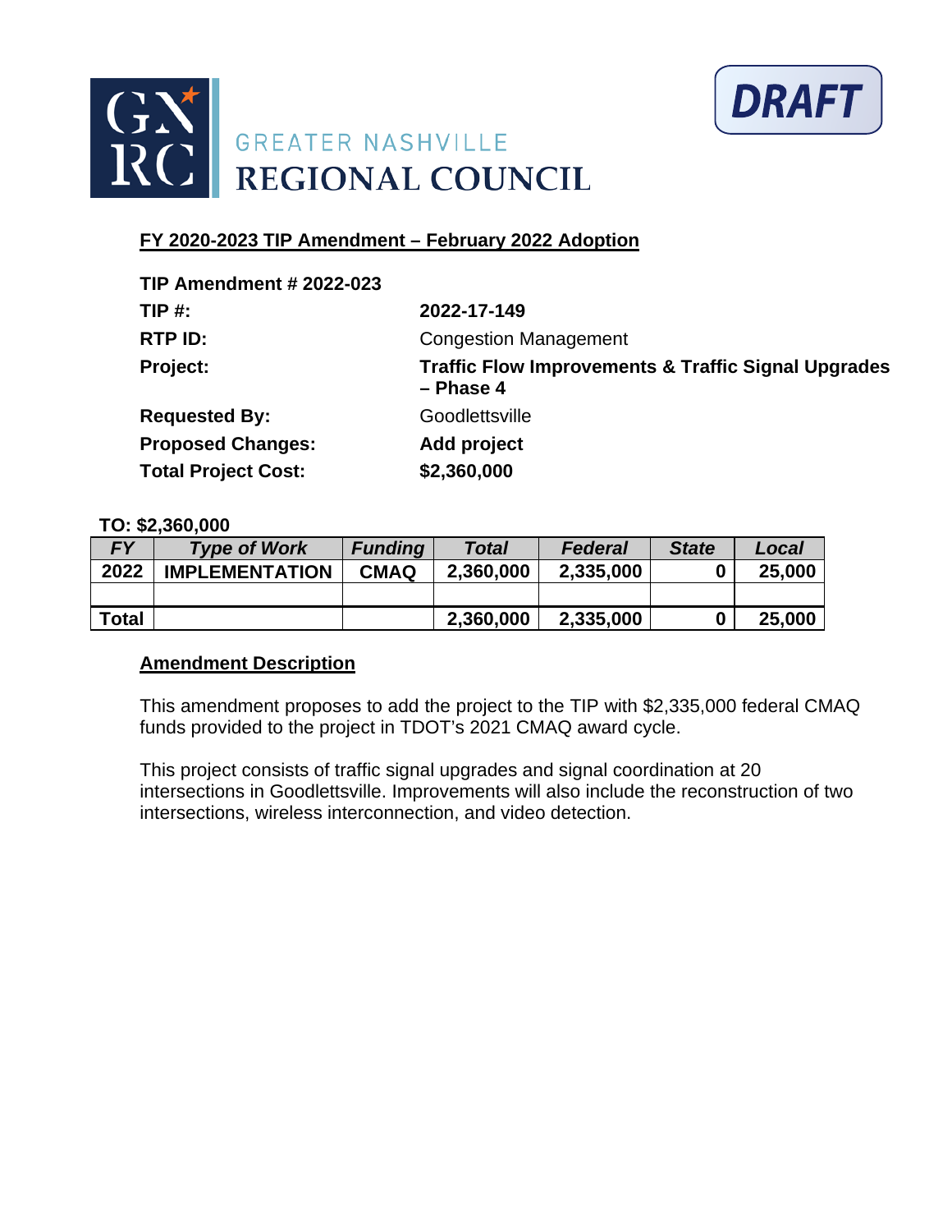GREATER NASHVILLE REGIONAL COUNCIL

DRAFT

## FY 2020-2023 TIP Amendment – February 2022 Adoption

**TIP Amendment # 2022-023**

| | |
|---|---|
| **TIP #:** | **2022-17-149** |
| **RTP ID:** | Congestion Management |
| **Project:** | **Traffic Flow Improvements & Traffic Signal Upgrades – Phase 4** |
| **Requested By:** | Goodlettsville |
| **Proposed Changes:** | **Add project** |
| **Total Project Cost:** | **$2,360,000** |

**TO: $2,360,000**

| FY | Type of Work | Funding | Total | Federal | State | Local |
|---|---|---|---|---|---|---|
| 2022 | IMPLEMENTATION | CMAQ | 2,360,000 | 2,335,000 | 0 | 25,000 |
| | | | | | | |
| Total | | | 2,360,000 | 2,335,000 | 0 | 25,000 |

### Amendment Description

This amendment proposes to add the project to the TIP with $2,335,000 federal CMAQ funds provided to the project in TDOT's 2021 CMAQ award cycle.

This project consists of traffic signal upgrades and signal coordination at 20 intersections in Goodlettsville. Improvements will also include the reconstruction of two intersections, wireless interconnection, and video detection.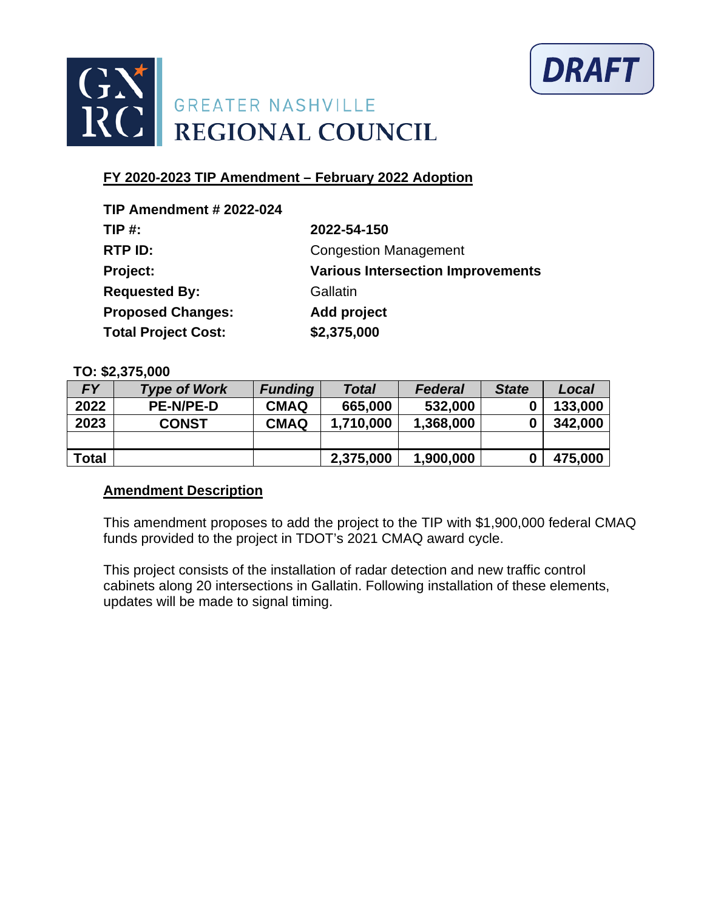GREATER NASHVILLE
REGIONAL COUNCIL

DRAFT

**FY 2020-2023 TIP Amendment – February 2022 Adoption**

**TIP Amendment # 2022-024**

| | |
|---|---|
| **TIP #:** | **2022-54-150** |
| **RTP ID:** | Congestion Management |
| **Project:** | **Various Intersection Improvements** |
| **Requested By:** | Gallatin |
| **Proposed Changes:** | **Add project** |
| **Total Project Cost:** | **$2,375,000** |

**TO: $2,375,000**

| FY | Type of Work | Funding | Total | Federal | State | Local |
|---|---|---|---|---|---|---|
| 2022 | PE-N/PE-D | CMAQ | 665,000 | 532,000 | 0 | 133,000 |
| 2023 | CONST | CMAQ | 1,710,000 | 1,368,000 | 0 | 342,000 |
| | | | | | | |
| Total | | | 2,375,000 | 1,900,000 | 0 | 475,000 |

**Amendment Description**

This amendment proposes to add the project to the TIP with $1,900,000 federal CMAQ funds provided to the project in TDOT's 2021 CMAQ award cycle.

This project consists of the installation of radar detection and new traffic control cabinets along 20 intersections in Gallatin. Following installation of these elements, updates will be made to signal timing.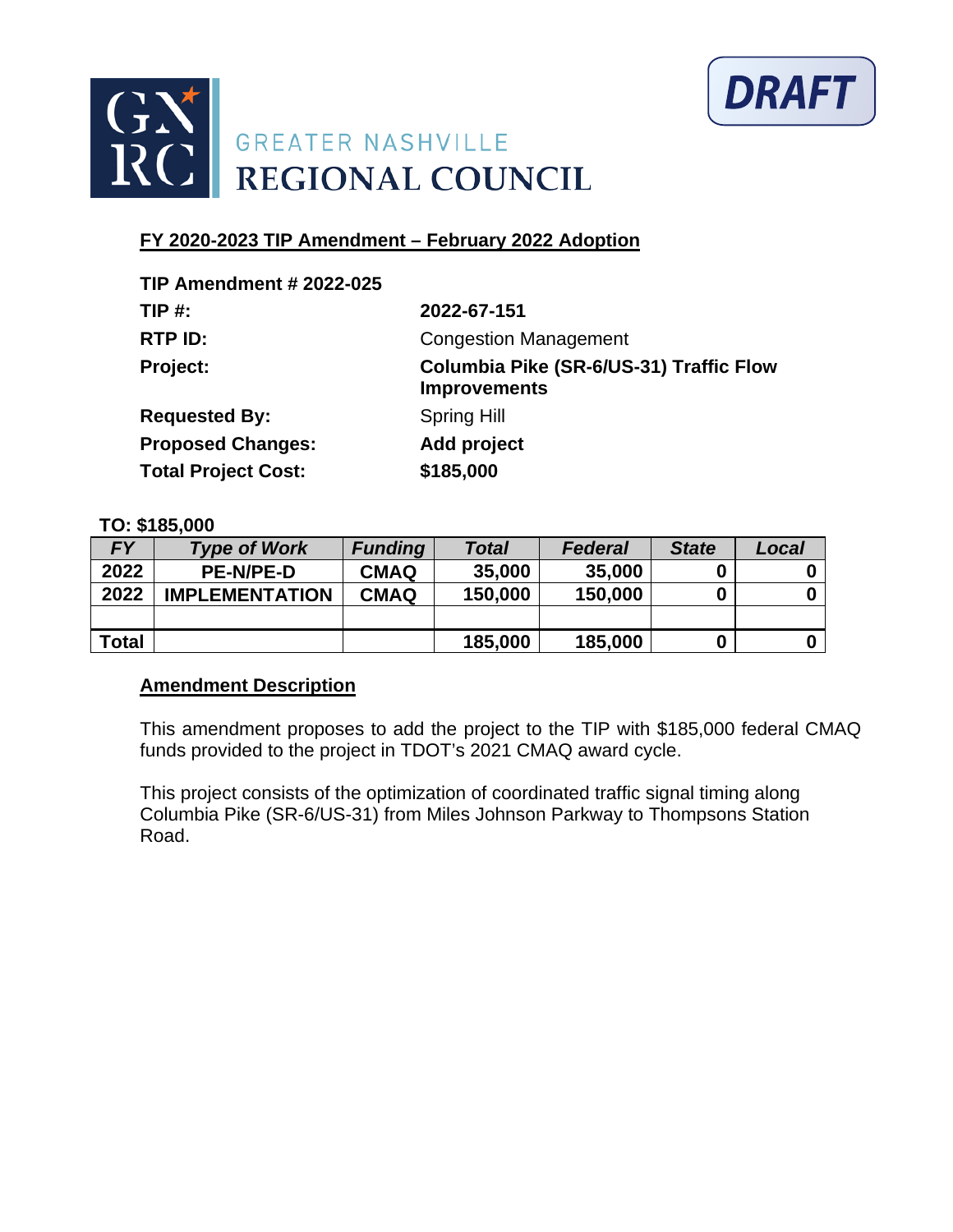GREATER NASHVILLE REGIONAL COUNCIL

DRAFT

## FY 2020-2023 TIP Amendment – February 2022 Adoption

| | |
|---|---|
| **TIP Amendment # 2022-025** | |
| **TIP #:** | **2022-67-151** |
| **RTP ID:** | Congestion Management |
| **Project:** | **Columbia Pike (SR-6/US-31) Traffic Flow Improvements** |
| **Requested By:** | Spring Hill |
| **Proposed Changes:** | **Add project** |
| **Total Project Cost:** | **$185,000** |

**TO: $185,000**

| FY | Type of Work | Funding | Total | Federal | State | Local |
|---|---|---|---|---|---|---|
| 2022 | PE-N/PE-D | CMAQ | 35,000 | 35,000 | 0 | 0 |
| 2022 | IMPLEMENTATION | CMAQ | 150,000 | 150,000 | 0 | 0 |
| | | | | | | |
| Total | | | 185,000 | 185,000 | 0 | 0 |

### Amendment Description

This amendment proposes to add the project to the TIP with $185,000 federal CMAQ funds provided to the project in TDOT's 2021 CMAQ award cycle.

This project consists of the optimization of coordinated traffic signal timing along Columbia Pike (SR-6/US-31) from Miles Johnson Parkway to Thompsons Station Road.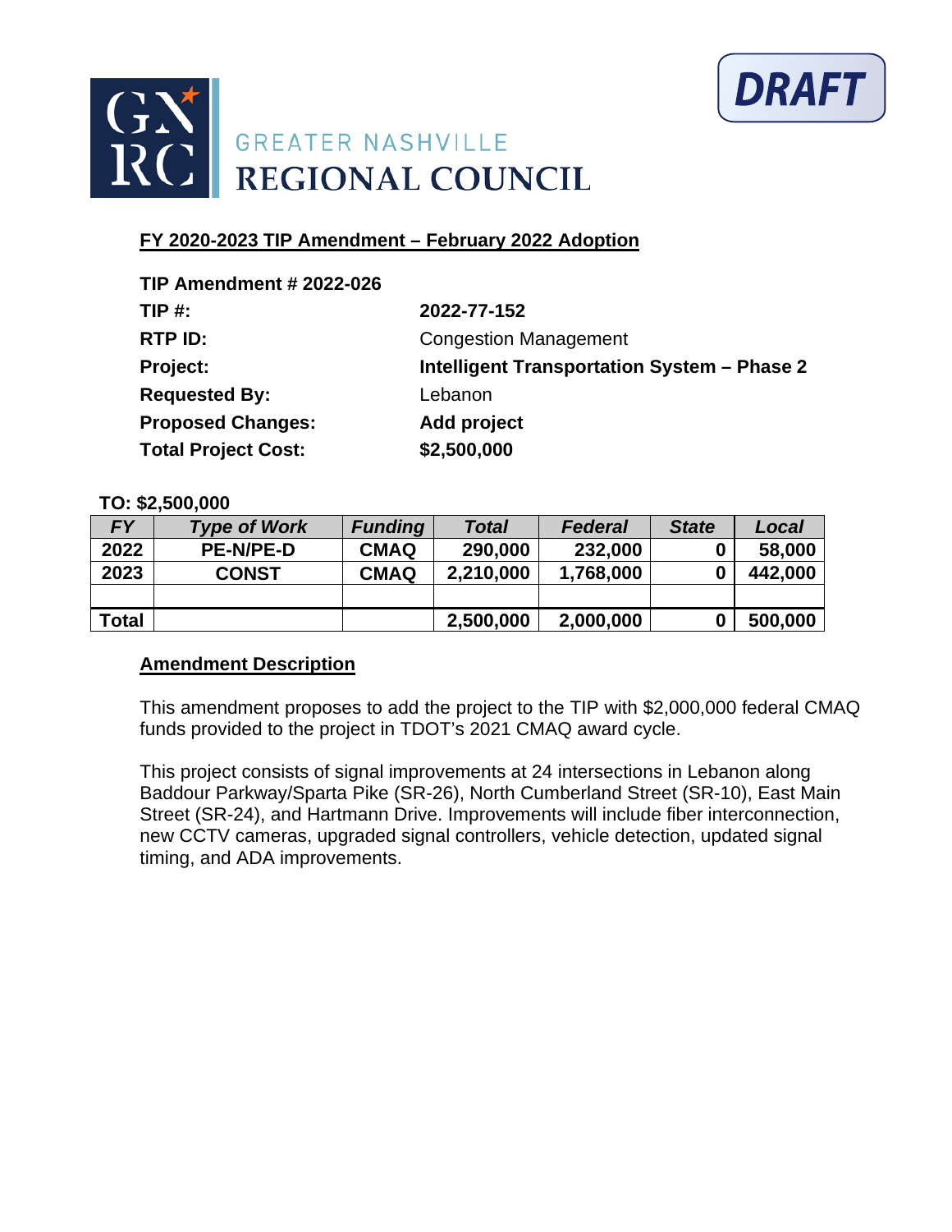DRAFT

GREATER NASHVILLE REGIONAL COUNCIL

## FY 2020-2023 TIP Amendment – February 2022 Adoption

**TIP Amendment # 2022-026**

| | |
|---|---|
| **TIP #:** | **2022-77-152** |
| **RTP ID:** | Congestion Management |
| **Project:** | **Intelligent Transportation System – Phase 2** |
| **Requested By:** | Lebanon |
| **Proposed Changes:** | **Add project** |
| **Total Project Cost:** | **$2,500,000** |

**TO: $2,500,000**

| *FY* | *Type of Work* | *Funding* | *Total* | *Federal* | *State* | *Local* |
|---|---|---|---|---|---|---|
| **2022** | **PE-N/PE-D** | **CMAQ** | **290,000** | **232,000** | **0** | **58,000** |
| **2023** | **CONST** | **CMAQ** | **2,210,000** | **1,768,000** | **0** | **442,000** |
| | | | | | | |
| **Total** | | | **2,500,000** | **2,000,000** | **0** | **500,000** |

### Amendment Description

This amendment proposes to add the project to the TIP with $2,000,000 federal CMAQ funds provided to the project in TDOT's 2021 CMAQ award cycle.

This project consists of signal improvements at 24 intersections in Lebanon along Baddour Parkway/Sparta Pike (SR-26), North Cumberland Street (SR-10), East Main Street (SR-24), and Hartmann Drive. Improvements will include fiber interconnection, new CCTV cameras, upgraded signal controllers, vehicle detection, updated signal timing, and ADA improvements.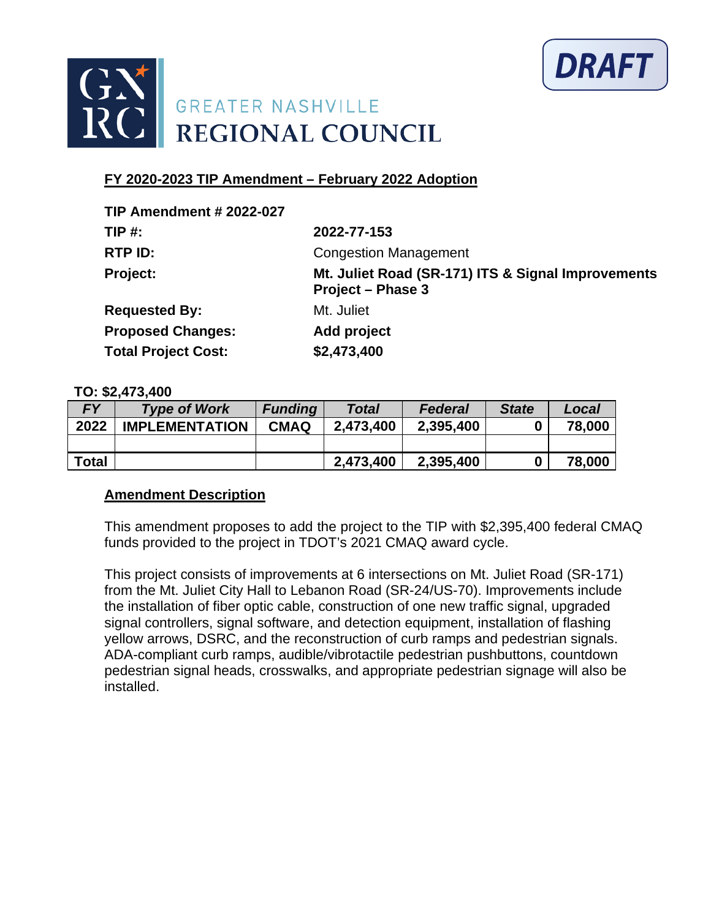DRAFT

GREATER NASHVILLE REGIONAL COUNCIL

## FY 2020-2023 TIP Amendment – February 2022 Adoption

**TIP Amendment # 2022-027**

| | |
|---|---|
| **TIP #:** | **2022-77-153** |
| **RTP ID:** | Congestion Management |
| **Project:** | **Mt. Juliet Road (SR-171) ITS & Signal Improvements Project – Phase 3** |
| **Requested By:** | Mt. Juliet |
| **Proposed Changes:** | **Add project** |
| **Total Project Cost:** | **$2,473,400** |

**TO: $2,473,400**

| FY | Type of Work | Funding | Total | Federal | State | Local |
|---|---|---|---|---|---|---|
| 2022 | IMPLEMENTATION | CMAQ | 2,473,400 | 2,395,400 | 0 | 78,000 |
| | | | | | | |
| Total | | | 2,473,400 | 2,395,400 | 0 | 78,000 |

### Amendment Description

This amendment proposes to add the project to the TIP with $2,395,400 federal CMAQ funds provided to the project in TDOT's 2021 CMAQ award cycle.

This project consists of improvements at 6 intersections on Mt. Juliet Road (SR-171) from the Mt. Juliet City Hall to Lebanon Road (SR-24/US-70). Improvements include the installation of fiber optic cable, construction of one new traffic signal, upgraded signal controllers, signal software, and detection equipment, installation of flashing yellow arrows, DSRC, and the reconstruction of curb ramps and pedestrian signals. ADA-compliant curb ramps, audible/vibrotactile pedestrian pushbuttons, countdown pedestrian signal heads, crosswalks, and appropriate pedestrian signage will also be installed.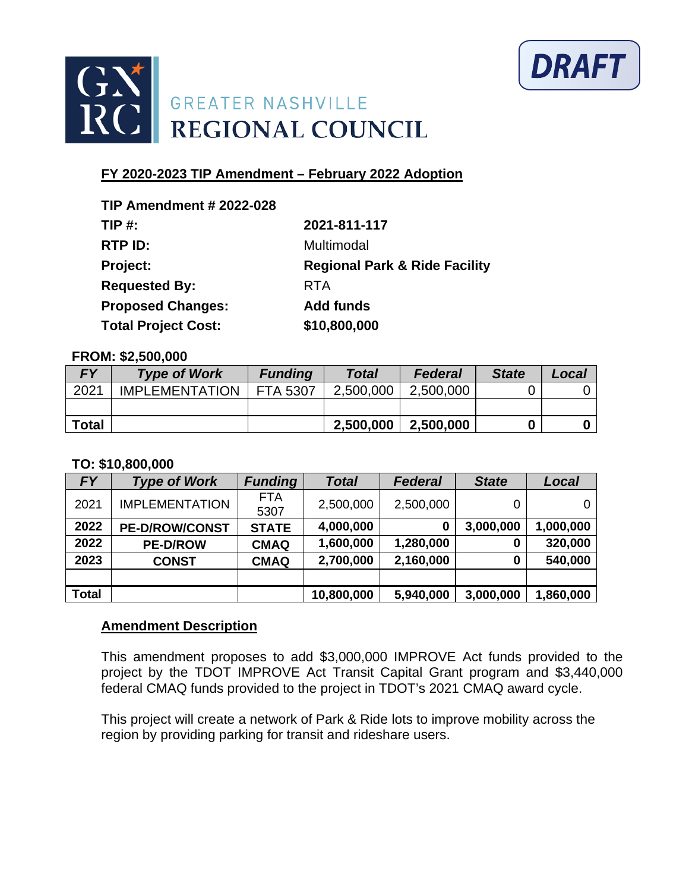DRAFT

GREATER NASHVILLE
REGIONAL COUNCIL

**FY 2020-2023 TIP Amendment – February 2022 Adoption**

**TIP Amendment # 2022-028**

| | |
|---|---|
| **TIP #:** | **2021-811-117** |
| **RTP ID:** | Multimodal |
| **Project:** | **Regional Park & Ride Facility** |
| **Requested By:** | RTA |
| **Proposed Changes:** | **Add funds** |
| **Total Project Cost:** | **$10,800,000** |

**FROM: $2,500,000**

| FY | Type of Work | Funding | Total | Federal | State | Local |
|---|---|---|---|---|---|---|
| 2021 | IMPLEMENTATION | FTA 5307 | 2,500,000 | 2,500,000 | 0 | 0 |
| | | | | | | |
| **Total** | | | **2,500,000** | **2,500,000** | **0** | **0** |

**TO: $10,800,000**

| FY | Type of Work | Funding | Total | Federal | State | Local |
|---|---|---|---|---|---|---|
| 2021 | IMPLEMENTATION | FTA 5307 | 2,500,000 | 2,500,000 | 0 | 0 |
| **2022** | **PE-D/ROW/CONST** | **STATE** | **4,000,000** | **0** | **3,000,000** | **1,000,000** |
| **2022** | **PE-D/ROW** | **CMAQ** | **1,600,000** | **1,280,000** | **0** | **320,000** |
| **2023** | **CONST** | **CMAQ** | **2,700,000** | **2,160,000** | **0** | **540,000** |
| | | | | | | |
| **Total** | | | **10,800,000** | **5,940,000** | **3,000,000** | **1,860,000** |

**Amendment Description**

This amendment proposes to add $3,000,000 IMPROVE Act funds provided to the project by the TDOT IMPROVE Act Transit Capital Grant program and $3,440,000 federal CMAQ funds provided to the project in TDOT's 2021 CMAQ award cycle.

This project will create a network of Park & Ride lots to improve mobility across the region by providing parking for transit and rideshare users.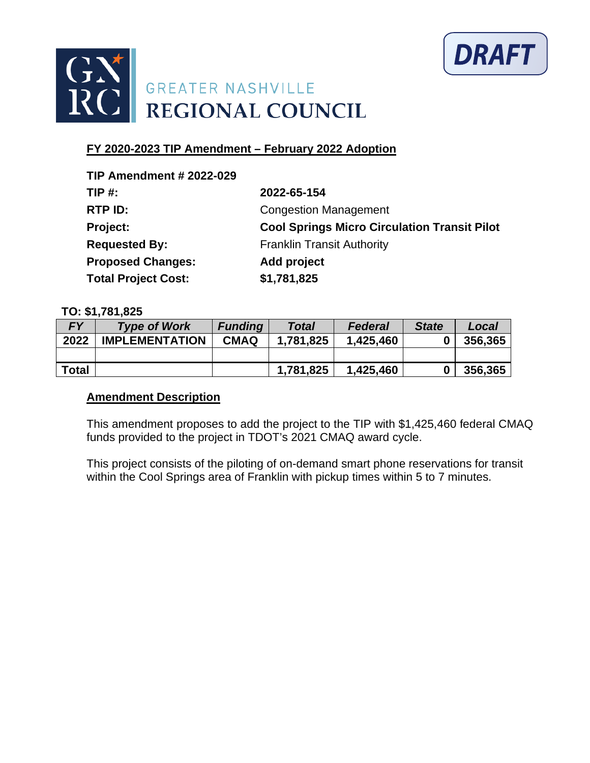DRAFT

GREATER NASHVILLE REGIONAL COUNCIL

## FY 2020-2023 TIP Amendment – February 2022 Adoption

| | |
|---|---|
| **TIP Amendment # 2022-029** | |
| **TIP #:** | **2022-65-154** |
| **RTP ID:** | Congestion Management |
| **Project:** | **Cool Springs Micro Circulation Transit Pilot** |
| **Requested By:** | Franklin Transit Authority |
| **Proposed Changes:** | **Add project** |
| **Total Project Cost:** | **$1,781,825** |

**TO: $1,781,825**

| *FY* | *Type of Work* | *Funding* | *Total* | *Federal* | *State* | *Local* |
|---|---|---|---|---|---|---|
| **2022** | **IMPLEMENTATION** | **CMAQ** | **1,781,825** | **1,425,460** | **0** | **356,365** |
| | | | | | | |
| **Total** | | | **1,781,825** | **1,425,460** | **0** | **356,365** |

### Amendment Description

This amendment proposes to add the project to the TIP with $1,425,460 federal CMAQ funds provided to the project in TDOT's 2021 CMAQ award cycle.

This project consists of the piloting of on-demand smart phone reservations for transit within the Cool Springs area of Franklin with pickup times within 5 to 7 minutes.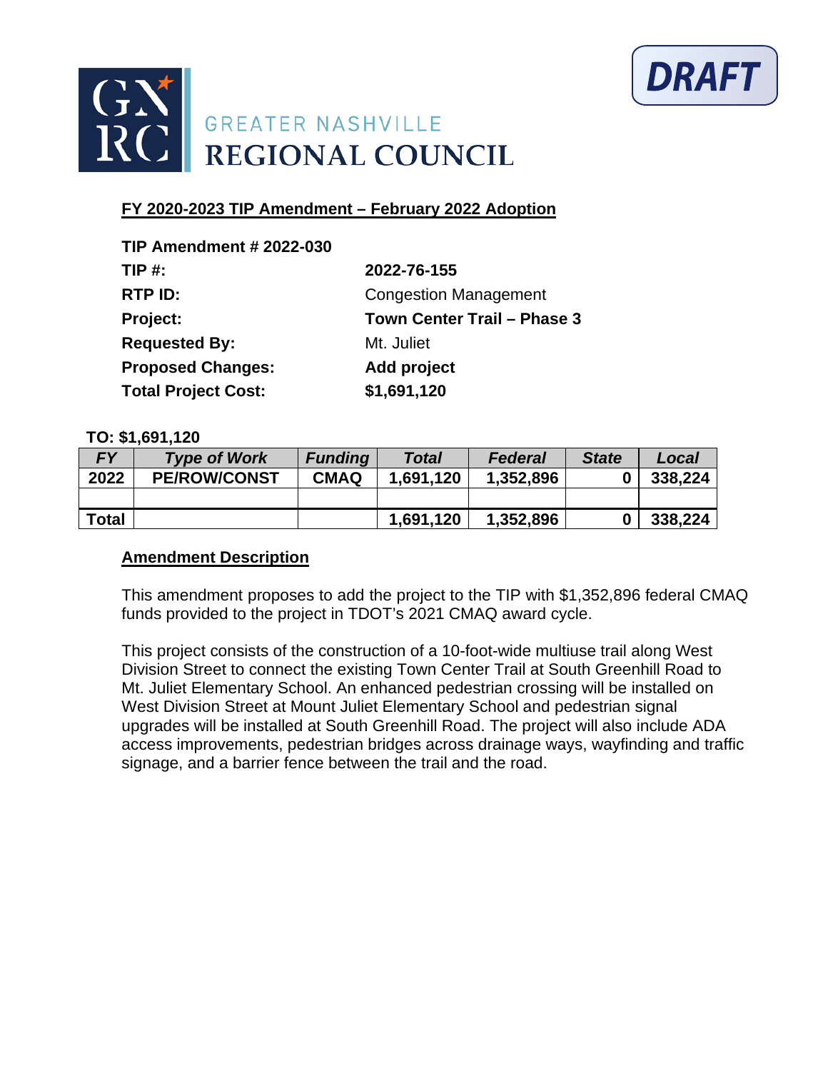GREATER NASHVILLE
REGIONAL COUNCIL

DRAFT

## FY 2020-2023 TIP Amendment – February 2022 Adoption

**TIP Amendment # 2022-030**

| | |
|---|---|
| **TIP #:** | **2022-76-155** |
| **RTP ID:** | Congestion Management |
| **Project:** | **Town Center Trail – Phase 3** |
| **Requested By:** | Mt. Juliet |
| **Proposed Changes:** | **Add project** |
| **Total Project Cost:** | **$1,691,120** |

**TO: $1,691,120**

| *FY* | *Type of Work* | *Funding* | *Total* | *Federal* | *State* | *Local* |
|---|---|---|---|---|---|---|
| **2022** | **PE/ROW/CONST** | **CMAQ** | **1,691,120** | **1,352,896** | **0** | **338,224** |
| | | | | | | |
| **Total** | | | **1,691,120** | **1,352,896** | **0** | **338,224** |

### Amendment Description

This amendment proposes to add the project to the TIP with $1,352,896 federal CMAQ funds provided to the project in TDOT's 2021 CMAQ award cycle.

This project consists of the construction of a 10-foot-wide multiuse trail along West Division Street to connect the existing Town Center Trail at South Greenhill Road to Mt. Juliet Elementary School. An enhanced pedestrian crossing will be installed on West Division Street at Mount Juliet Elementary School and pedestrian signal upgrades will be installed at South Greenhill Road. The project will also include ADA access improvements, pedestrian bridges across drainage ways, wayfinding and traffic signage, and a barrier fence between the trail and the road.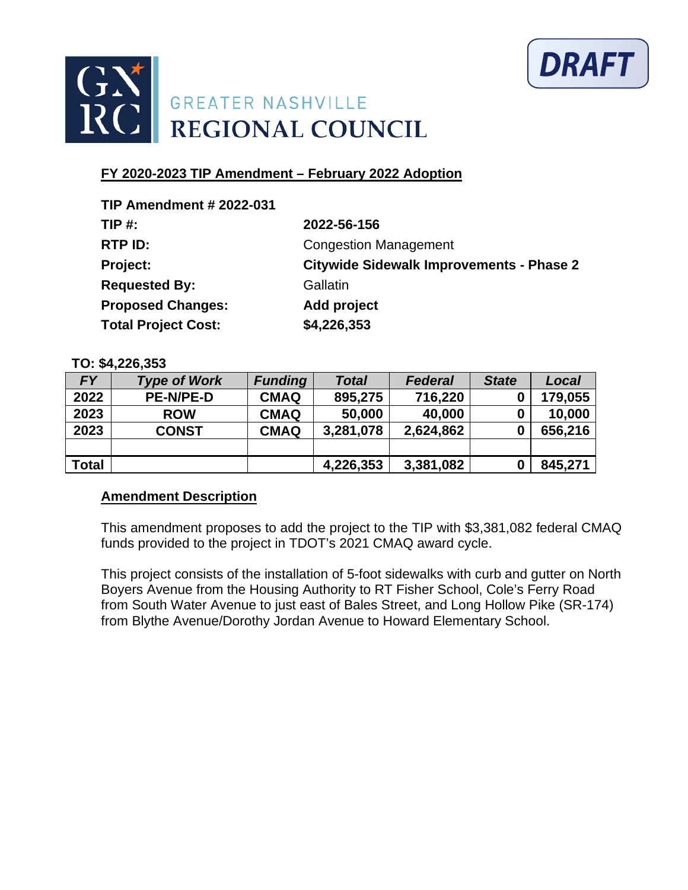DRAFT

GREATER NASHVILLE
REGIONAL COUNCIL

## FY 2020-2023 TIP Amendment – February 2022 Adoption

| | |
|---|---|
| **TIP Amendment # 2022-031** | |
| **TIP #:** | **2022-56-156** |
| **RTP ID:** | Congestion Management |
| **Project:** | **Citywide Sidewalk Improvements - Phase 2** |
| **Requested By:** | Gallatin |
| **Proposed Changes:** | **Add project** |
| **Total Project Cost:** | **$4,226,353** |

**TO: $4,226,353**

| FY | Type of Work | Funding | Total | Federal | State | Local |
|---|---|---|---|---|---|---|
| 2022 | PE-N/PE-D | CMAQ | 895,275 | 716,220 | 0 | 179,055 |
| 2023 | ROW | CMAQ | 50,000 | 40,000 | 0 | 10,000 |
| 2023 | CONST | CMAQ | 3,281,078 | 2,624,862 | 0 | 656,216 |
| | | | | | | |
| Total | | | 4,226,353 | 3,381,082 | 0 | 845,271 |

**Amendment Description**

This amendment proposes to add the project to the TIP with $3,381,082 federal CMAQ funds provided to the project in TDOT's 2021 CMAQ award cycle.

This project consists of the installation of 5-foot sidewalks with curb and gutter on North Boyers Avenue from the Housing Authority to RT Fisher School, Cole's Ferry Road from South Water Avenue to just east of Bales Street, and Long Hollow Pike (SR-174) from Blythe Avenue/Dorothy Jordan Avenue to Howard Elementary School.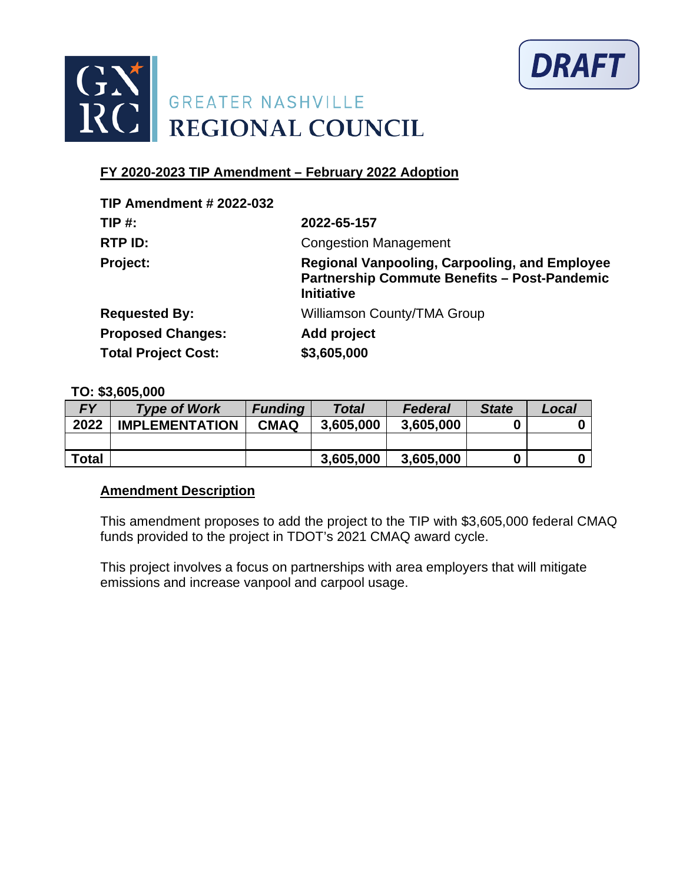**DRAFT**

GREATER NASHVILLE
REGIONAL COUNCIL

## FY 2020-2023 TIP Amendment – February 2022 Adoption

**TIP Amendment # 2022-032**

| | |
|---|---|
| **TIP #:** | **2022-65-157** |
| **RTP ID:** | Congestion Management |
| **Project:** | **Regional Vanpooling, Carpooling, and Employee Partnership Commute Benefits – Post-Pandemic Initiative** |
| **Requested By:** | Williamson County/TMA Group |
| **Proposed Changes:** | **Add project** |
| **Total Project Cost:** | **$3,605,000** |

**TO: $3,605,000**

| FY | Type of Work | Funding | Total | Federal | State | Local |
|---|---|---|---|---|---|---|
| 2022 | IMPLEMENTATION | CMAQ | 3,605,000 | 3,605,000 | 0 | 0 |
| | | | | | | |
| Total | | | 3,605,000 | 3,605,000 | 0 | 0 |

**Amendment Description**

This amendment proposes to add the project to the TIP with $3,605,000 federal CMAQ funds provided to the project in TDOT's 2021 CMAQ award cycle.

This project involves a focus on partnerships with area employers that will mitigate emissions and increase vanpool and carpool usage.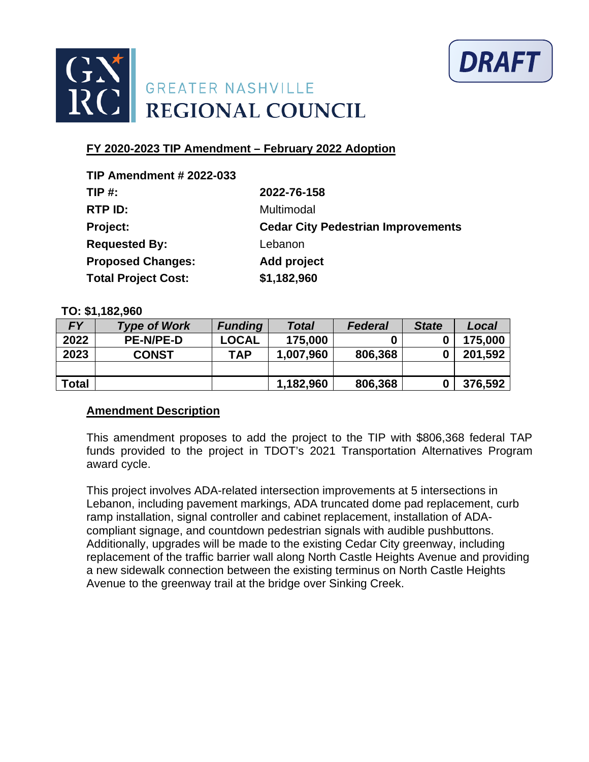GREATER NASHVILLE REGIONAL COUNCIL

DRAFT

## FY 2020-2023 TIP Amendment – February 2022 Adoption

**TIP Amendment # 2022-033**

| | |
|---|---|
| **TIP #:** | **2022-76-158** |
| **RTP ID:** | Multimodal |
| **Project:** | **Cedar City Pedestrian Improvements** |
| **Requested By:** | Lebanon |
| **Proposed Changes:** | **Add project** |
| **Total Project Cost:** | **$1,182,960** |

**TO: $1,182,960**

| *FY* | *Type of Work* | *Funding* | *Total* | *Federal* | *State* | *Local* |
|---|---|---|---|---|---|---|
| **2022** | **PE-N/PE-D** | **LOCAL** | **175,000** | **0** | **0** | **175,000** |
| **2023** | **CONST** | **TAP** | **1,007,960** | **806,368** | **0** | **201,592** |
| | | | | | | |
| **Total** | | | **1,182,960** | **806,368** | **0** | **376,592** |

## Amendment Description

This amendment proposes to add the project to the TIP with $806,368 federal TAP funds provided to the project in TDOT's 2021 Transportation Alternatives Program award cycle.

This project involves ADA-related intersection improvements at 5 intersections in Lebanon, including pavement markings, ADA truncated dome pad replacement, curb ramp installation, signal controller and cabinet replacement, installation of ADA-compliant signage, and countdown pedestrian signals with audible pushbuttons. Additionally, upgrades will be made to the existing Cedar City greenway, including replacement of the traffic barrier wall along North Castle Heights Avenue and providing a new sidewalk connection between the existing terminus on North Castle Heights Avenue to the greenway trail at the bridge over Sinking Creek.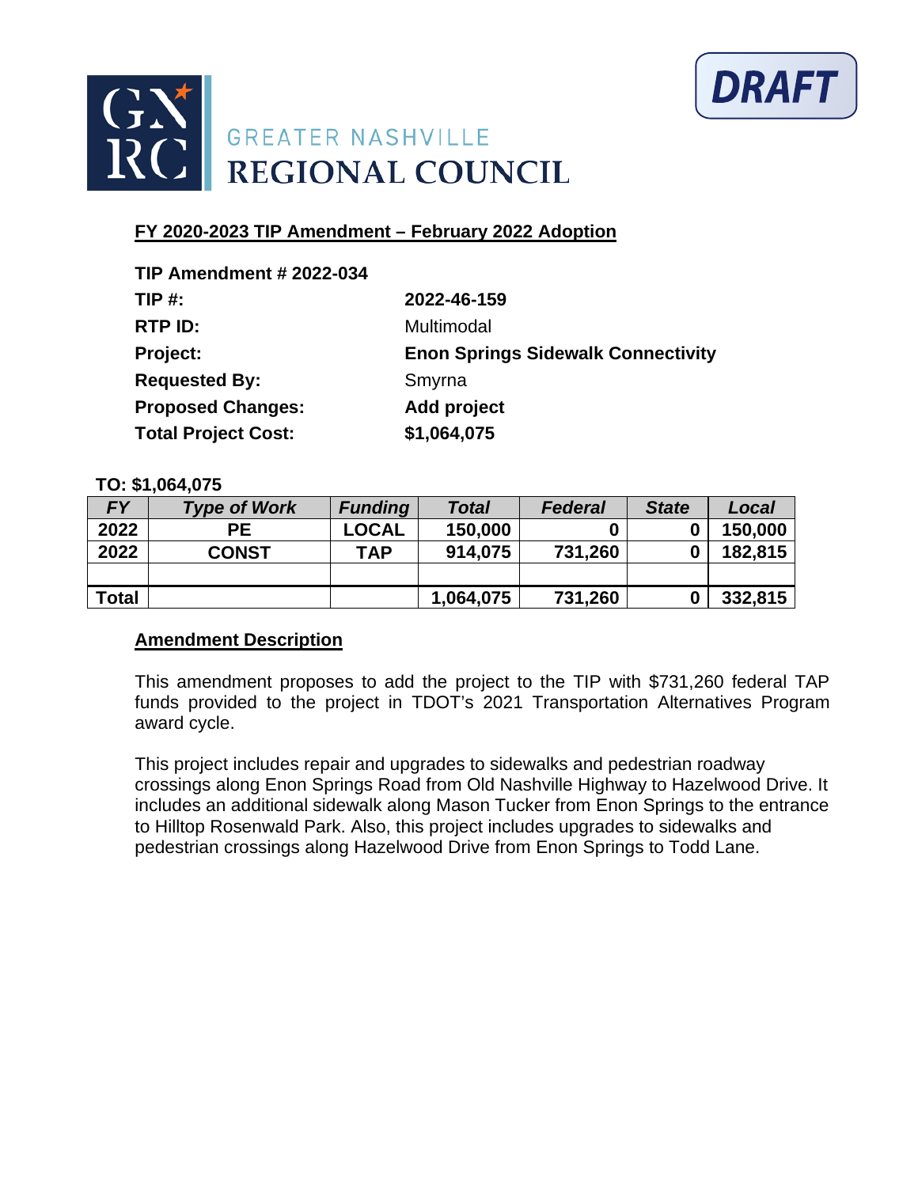GREATER NASHVILLE REGIONAL COUNCIL

DRAFT

## FY 2020-2023 TIP Amendment – February 2022 Adoption

| | |
|---|---|
| **TIP Amendment # 2022-034** | |
| **TIP #:** | **2022-46-159** |
| **RTP ID:** | Multimodal |
| **Project:** | **Enon Springs Sidewalk Connectivity** |
| **Requested By:** | Smyrna |
| **Proposed Changes:** | **Add project** |
| **Total Project Cost:** | **$1,064,075** |

**TO: $1,064,075**

| *FY* | *Type of Work* | *Funding* | *Total* | *Federal* | *State* | *Local* |
|---|---|---|---|---|---|---|
| 2022 | PE | LOCAL | 150,000 | 0 | 0 | 150,000 |
| 2022 | CONST | TAP | 914,075 | 731,260 | 0 | 182,815 |
| | | | | | | |
| Total | | | 1,064,075 | 731,260 | 0 | 332,815 |

### Amendment Description

This amendment proposes to add the project to the TIP with $731,260 federal TAP funds provided to the project in TDOT's 2021 Transportation Alternatives Program award cycle.

This project includes repair and upgrades to sidewalks and pedestrian roadway crossings along Enon Springs Road from Old Nashville Highway to Hazelwood Drive. It includes an additional sidewalk along Mason Tucker from Enon Springs to the entrance to Hilltop Rosenwald Park. Also, this project includes upgrades to sidewalks and pedestrian crossings along Hazelwood Drive from Enon Springs to Todd Lane.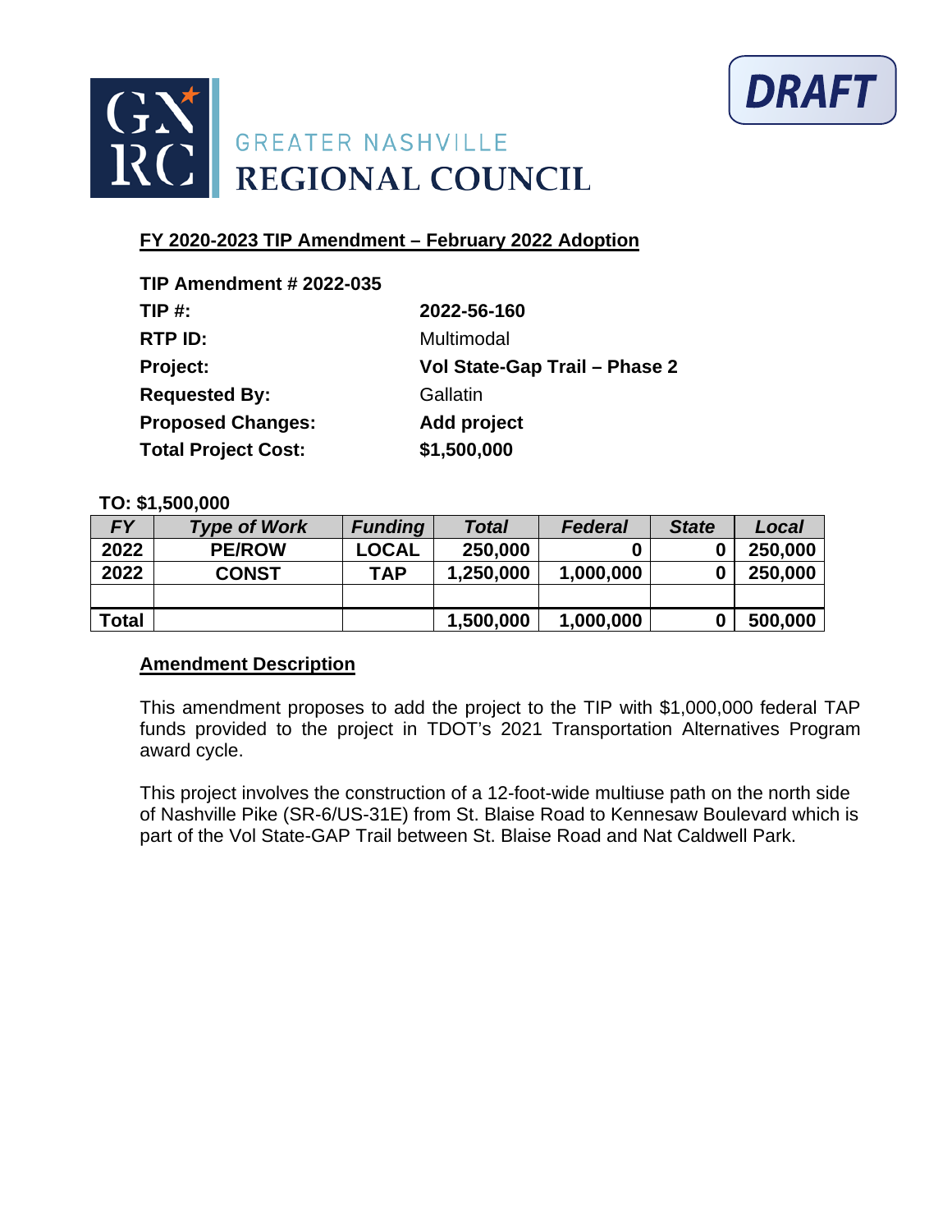GREATER NASHVILLE

REGIONAL COUNCIL

DRAFT

## FY 2020-2023 TIP Amendment – February 2022 Adoption

**TIP Amendment # 2022-035**

**TIP #:** **2022-56-160**

**RTP ID:** Multimodal

**Project:** **Vol State-Gap Trail – Phase 2**

**Requested By:** Gallatin

**Proposed Changes:** **Add project**

**Total Project Cost:** **$1,500,000**

**TO: $1,500,000**

| FY | Type of Work | Funding | Total | Federal | State | Local |
|---|---|---|---|---|---|---|
| 2022 | PE/ROW | LOCAL | 250,000 | 0 | 0 | 250,000 |
| 2022 | CONST | TAP | 1,250,000 | 1,000,000 | 0 | 250,000 |
| | | | | | | |
| Total | | | 1,500,000 | 1,000,000 | 0 | 500,000 |

### Amendment Description

This amendment proposes to add the project to the TIP with $1,000,000 federal TAP funds provided to the project in TDOT's 2021 Transportation Alternatives Program award cycle.

This project involves the construction of a 12-foot-wide multiuse path on the north side of Nashville Pike (SR-6/US-31E) from St. Blaise Road to Kennesaw Boulevard which is part of the Vol State-GAP Trail between St. Blaise Road and Nat Caldwell Park.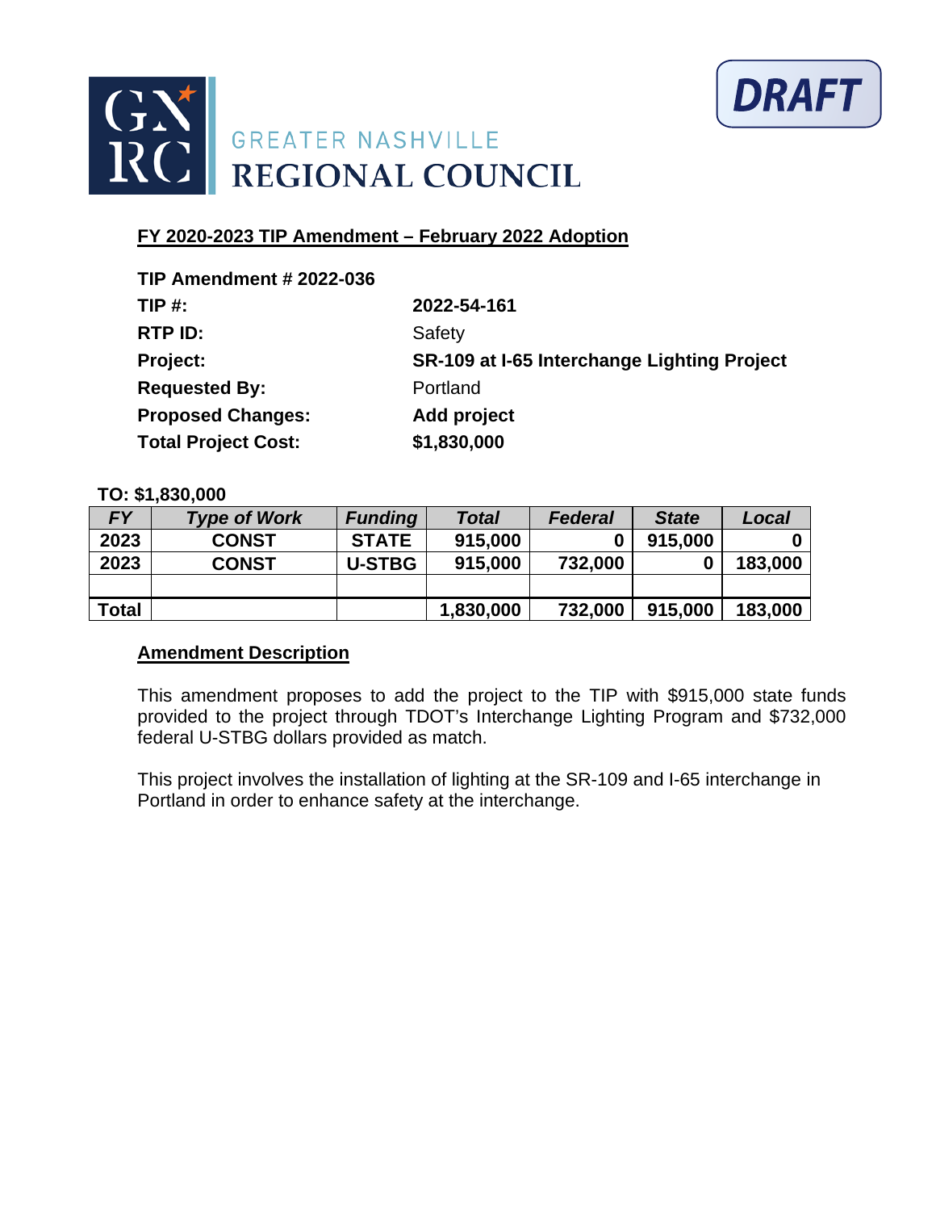GREATER NASHVILLE
REGIONAL COUNCIL

**DRAFT**

**FY 2020-2023 TIP Amendment – February 2022 Adoption**

**TIP Amendment # 2022-036**

| | |
|---|---|
| **TIP #:** | **2022-54-161** |
| **RTP ID:** | Safety |
| **Project:** | **SR-109 at I-65 Interchange Lighting Project** |
| **Requested By:** | Portland |
| **Proposed Changes:** | **Add project** |
| **Total Project Cost:** | **$1,830,000** |

**TO: $1,830,000**

| *FY* | *Type of Work* | *Funding* | *Total* | *Federal* | *State* | *Local* |
|---|---|---|---|---|---|---|
| **2023** | **CONST** | **STATE** | **915,000** | **0** | **915,000** | **0** |
| **2023** | **CONST** | **U-STBG** | **915,000** | **732,000** | **0** | **183,000** |
| | | | | | | |
| **Total** | | | **1,830,000** | **732,000** | **915,000** | **183,000** |

**Amendment Description**

This amendment proposes to add the project to the TIP with $915,000 state funds provided to the project through TDOT's Interchange Lighting Program and $732,000 federal U-STBG dollars provided as match.

This project involves the installation of lighting at the SR-109 and I-65 interchange in Portland in order to enhance safety at the interchange.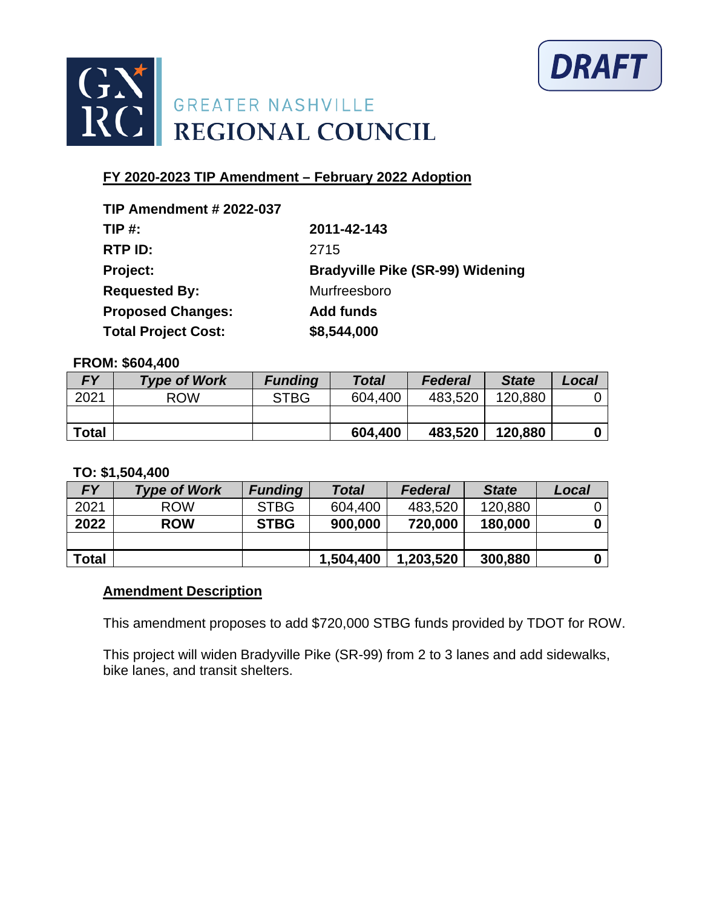GREATER NASHVILLE
REGIONAL COUNCIL

DRAFT

**FY 2020-2023 TIP Amendment – February 2022 Adoption**

| | |
|---|---|
| **TIP Amendment # 2022-037** | |
| **TIP #:** | **2011-42-143** |
| **RTP ID:** | 2715 |
| **Project:** | **Bradyville Pike (SR-99) Widening** |
| **Requested By:** | Murfreesboro |
| **Proposed Changes:** | **Add funds** |
| **Total Project Cost:** | **$8,544,000** |

**FROM: $604,400**

| *FY* | *Type of Work* | *Funding* | *Total* | *Federal* | *State* | *Local* |
|---|---|---|---|---|---|---|
| 2021 | ROW | STBG | 604,400 | 483,520 | 120,880 | 0 |
| | | | | | | |
| **Total** | | | **604,400** | **483,520** | **120,880** | **0** |

**TO: $1,504,400**

| *FY* | *Type of Work* | *Funding* | *Total* | *Federal* | *State* | *Local* |
|---|---|---|---|---|---|---|
| 2021 | ROW | STBG | 604,400 | 483,520 | 120,880 | 0 |
| **2022** | **ROW** | **STBG** | **900,000** | **720,000** | **180,000** | **0** |
| | | | | | | |
| **Total** | | | **1,504,400** | **1,203,520** | **300,880** | **0** |

**Amendment Description**

This amendment proposes to add $720,000 STBG funds provided by TDOT for ROW.

This project will widen Bradyville Pike (SR-99) from 2 to 3 lanes and add sidewalks, bike lanes, and transit shelters.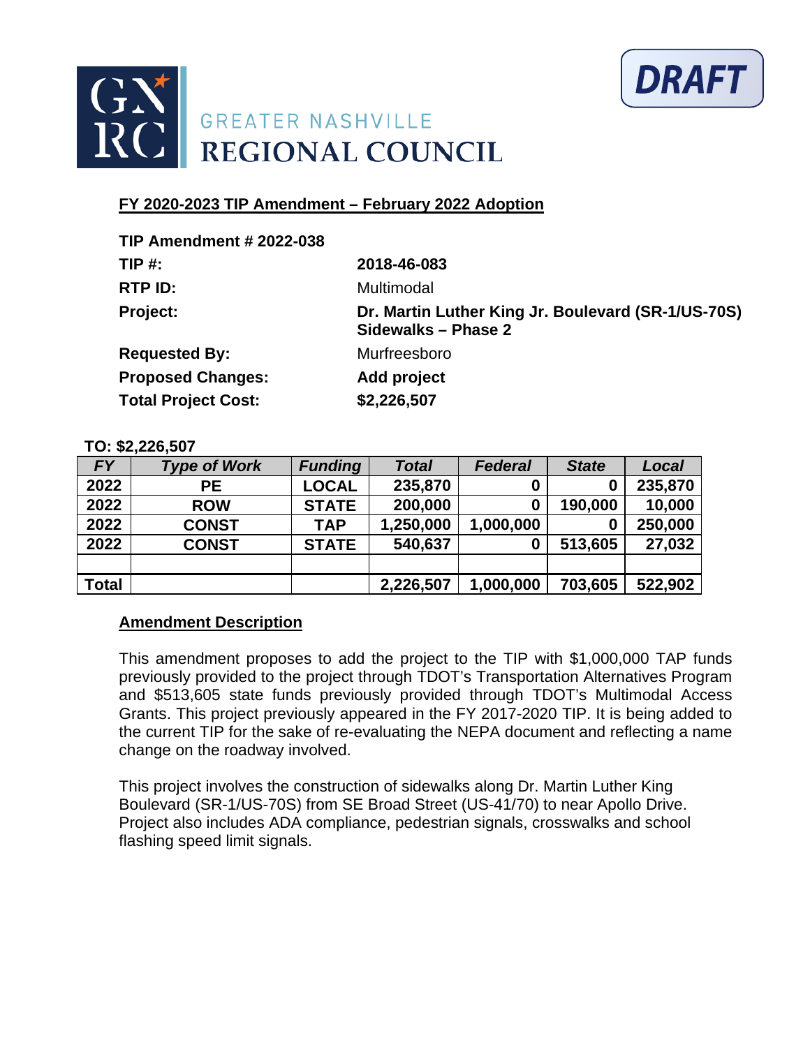GREATER NASHVILLE
REGIONAL COUNCIL

DRAFT

**FY 2020-2023 TIP Amendment – February 2022 Adoption**

| | |
|---|---|
| **TIP Amendment # 2022-038** | |
| **TIP #:** | **2018-46-083** |
| **RTP ID:** | Multimodal |
| **Project:** | **Dr. Martin Luther King Jr. Boulevard (SR-1/US-70S) Sidewalks – Phase 2** |
| **Requested By:** | Murfreesboro |
| **Proposed Changes:** | **Add project** |
| **Total Project Cost:** | **$2,226,507** |

**TO: $2,226,507**

| FY | Type of Work | Funding | Total | Federal | State | Local |
|---|---|---|---|---|---|---|
| 2022 | PE | LOCAL | 235,870 | 0 | 0 | 235,870 |
| 2022 | ROW | STATE | 200,000 | 0 | 190,000 | 10,000 |
| 2022 | CONST | TAP | 1,250,000 | 1,000,000 | 0 | 250,000 |
| 2022 | CONST | STATE | 540,637 | 0 | 513,605 | 27,032 |
| | | | | | | |
| Total | | | 2,226,507 | 1,000,000 | 703,605 | 522,902 |

**Amendment Description**

This amendment proposes to add the project to the TIP with $1,000,000 TAP funds previously provided to the project through TDOT's Transportation Alternatives Program and $513,605 state funds previously provided through TDOT's Multimodal Access Grants. This project previously appeared in the FY 2017-2020 TIP. It is being added to the current TIP for the sake of re-evaluating the NEPA document and reflecting a name change on the roadway involved.

This project involves the construction of sidewalks along Dr. Martin Luther King Boulevard (SR-1/US-70S) from SE Broad Street (US-41/70) to near Apollo Drive. Project also includes ADA compliance, pedestrian signals, crosswalks and school flashing speed limit signals.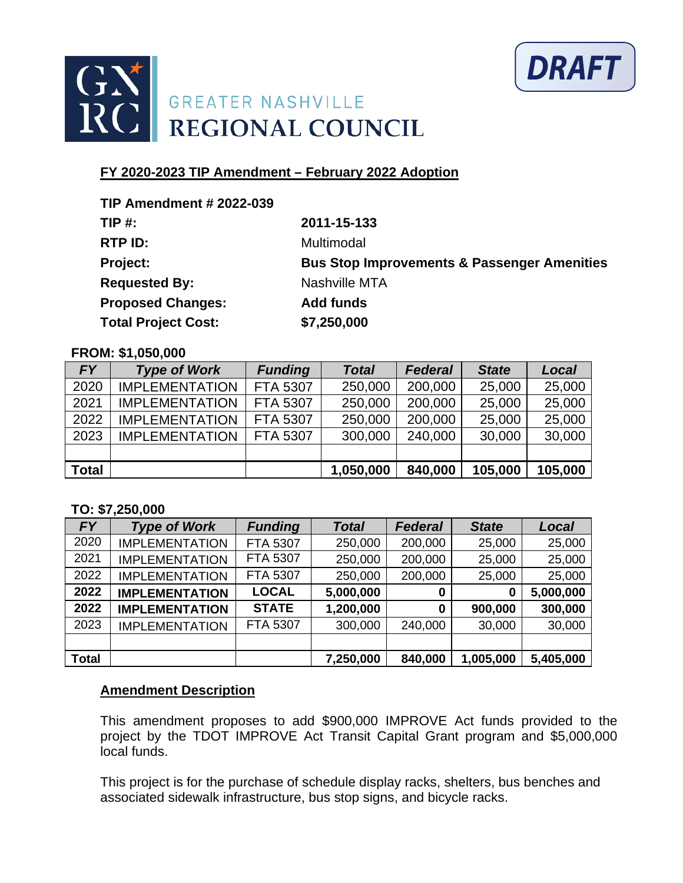GREATER NASHVILLE
REGIONAL COUNCIL

**DRAFT**

## FY 2020-2023 TIP Amendment – February 2022 Adoption

| | |
|---|---|
| **TIP Amendment # 2022-039** | |
| **TIP #:** | **2011-15-133** |
| **RTP ID:** | Multimodal |
| **Project:** | **Bus Stop Improvements & Passenger Amenities** |
| **Requested By:** | Nashville MTA |
| **Proposed Changes:** | **Add funds** |
| **Total Project Cost:** | **$7,250,000** |

**FROM: $1,050,000**

| *FY* | *Type of Work* | *Funding* | *Total* | *Federal* | *State* | *Local* |
|---|---|---|---|---|---|---|
| 2020 | IMPLEMENTATION | FTA 5307 | 250,000 | 200,000 | 25,000 | 25,000 |
| 2021 | IMPLEMENTATION | FTA 5307 | 250,000 | 200,000 | 25,000 | 25,000 |
| 2022 | IMPLEMENTATION | FTA 5307 | 250,000 | 200,000 | 25,000 | 25,000 |
| 2023 | IMPLEMENTATION | FTA 5307 | 300,000 | 240,000 | 30,000 | 30,000 |
| | | | | | | |
| **Total** | | | **1,050,000** | **840,000** | **105,000** | **105,000** |

**TO: $7,250,000**

| *FY* | *Type of Work* | *Funding* | *Total* | *Federal* | *State* | *Local* |
|---|---|---|---|---|---|---|
| 2020 | IMPLEMENTATION | FTA 5307 | 250,000 | 200,000 | 25,000 | 25,000 |
| 2021 | IMPLEMENTATION | FTA 5307 | 250,000 | 200,000 | 25,000 | 25,000 |
| 2022 | IMPLEMENTATION | FTA 5307 | 250,000 | 200,000 | 25,000 | 25,000 |
| **2022** | **IMPLEMENTATION** | **LOCAL** | **5,000,000** | **0** | **0** | **5,000,000** |
| **2022** | **IMPLEMENTATION** | **STATE** | **1,200,000** | **0** | **900,000** | **300,000** |
| 2023 | IMPLEMENTATION | FTA 5307 | 300,000 | 240,000 | 30,000 | 30,000 |
| | | | | | | |
| **Total** | | | **7,250,000** | **840,000** | **1,005,000** | **5,405,000** |

### Amendment Description

This amendment proposes to add $900,000 IMPROVE Act funds provided to the project by the TDOT IMPROVE Act Transit Capital Grant program and $5,000,000 local funds.

This project is for the purchase of schedule display racks, shelters, bus benches and associated sidewalk infrastructure, bus stop signs, and bicycle racks.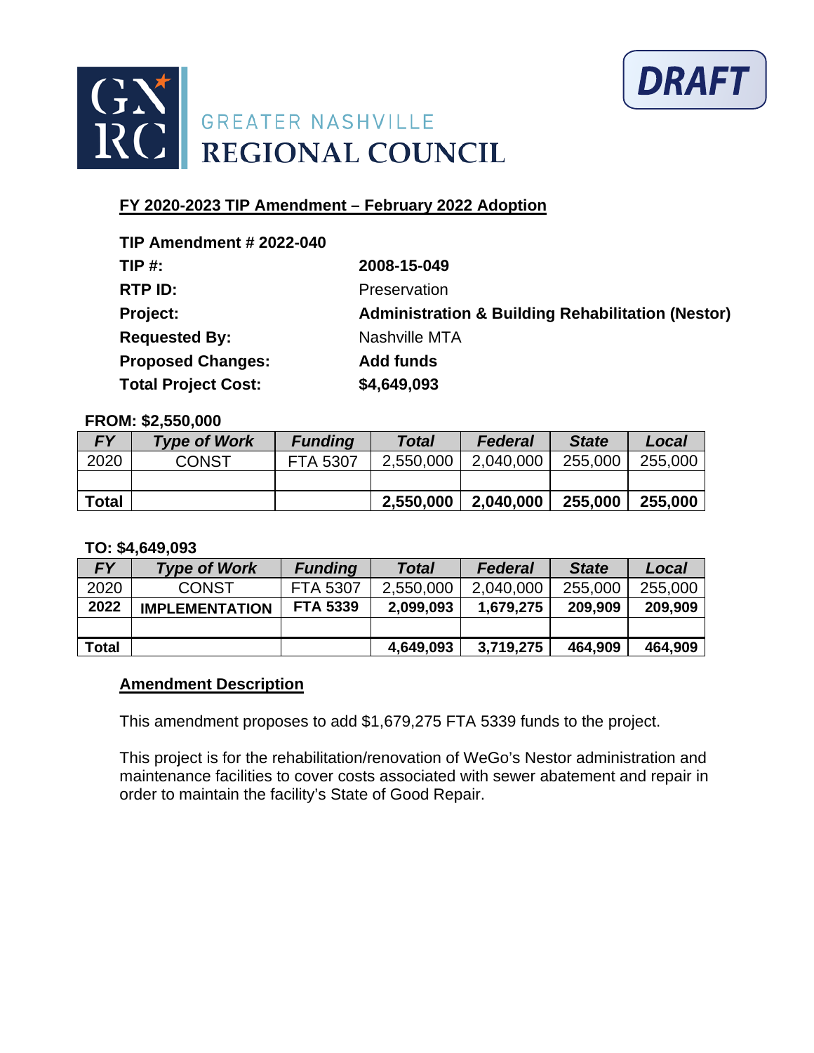GREATER NASHVILLE
# REGIONAL COUNCIL

DRAFT

## FY 2020-2023 TIP Amendment – February 2022 Adoption

**TIP Amendment # 2022-040**

| | |
|---|---|
| **TIP #:** | **2008-15-049** |
| **RTP ID:** | Preservation |
| **Project:** | **Administration & Building Rehabilitation (Nestor)** |
| **Requested By:** | Nashville MTA |
| **Proposed Changes:** | **Add funds** |
| **Total Project Cost:** | **$4,649,093** |

**FROM: $2,550,000**

| *FY* | *Type of Work* | *Funding* | *Total* | *Federal* | *State* | *Local* |
|---|---|---|---|---|---|---|
| 2020 | CONST | FTA 5307 | 2,550,000 | 2,040,000 | 255,000 | 255,000 |
| | | | | | | |
| **Total** | | | **2,550,000** | **2,040,000** | **255,000** | **255,000** |

**TO: $4,649,093**

| *FY* | *Type of Work* | *Funding* | *Total* | *Federal* | *State* | *Local* |
|---|---|---|---|---|---|---|
| 2020 | CONST | FTA 5307 | 2,550,000 | 2,040,000 | 255,000 | 255,000 |
| **2022** | **IMPLEMENTATION** | **FTA 5339** | **2,099,093** | **1,679,275** | **209,909** | **209,909** |
| | | | | | | |
| **Total** | | | **4,649,093** | **3,719,275** | **464,909** | **464,909** |

### Amendment Description

This amendment proposes to add $1,679,275 FTA 5339 funds to the project.

This project is for the rehabilitation/renovation of WeGo's Nestor administration and maintenance facilities to cover costs associated with sewer abatement and repair in order to maintain the facility's State of Good Repair.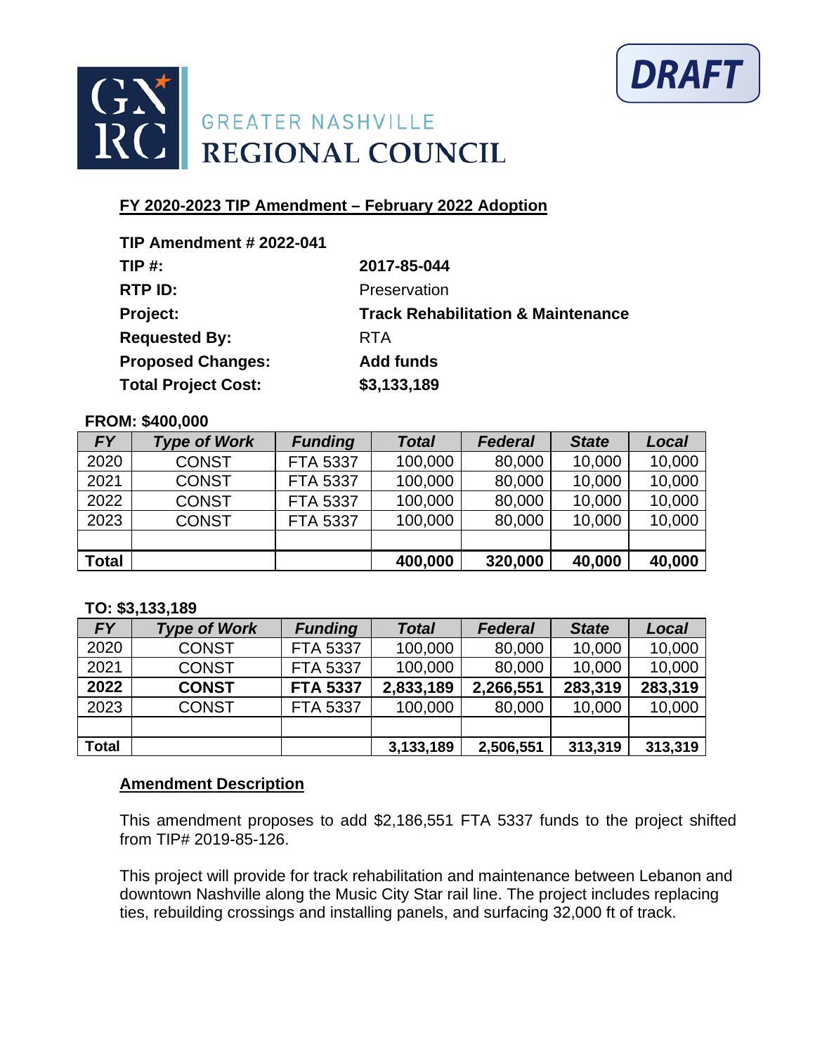DRAFT

GREATER NASHVILLE REGIONAL COUNCIL

## FY 2020-2023 TIP Amendment – February 2022 Adoption

**TIP Amendment # 2022-041**

| | |
|---|---|
| **TIP #:** | **2017-85-044** |
| **RTP ID:** | Preservation |
| **Project:** | **Track Rehabilitation & Maintenance** |
| **Requested By:** | RTA |
| **Proposed Changes:** | **Add funds** |
| **Total Project Cost:** | **$3,133,189** |

**FROM: $400,000**

| *FY* | *Type of Work* | *Funding* | *Total* | *Federal* | *State* | *Local* |
|---|---|---|---|---|---|---|
| 2020 | CONST | FTA 5337 | 100,000 | 80,000 | 10,000 | 10,000 |
| 2021 | CONST | FTA 5337 | 100,000 | 80,000 | 10,000 | 10,000 |
| 2022 | CONST | FTA 5337 | 100,000 | 80,000 | 10,000 | 10,000 |
| 2023 | CONST | FTA 5337 | 100,000 | 80,000 | 10,000 | 10,000 |
| | | | | | | |
| **Total** | | | **400,000** | **320,000** | **40,000** | **40,000** |

**TO: $3,133,189**

| *FY* | *Type of Work* | *Funding* | *Total* | *Federal* | *State* | *Local* |
|---|---|---|---|---|---|---|
| 2020 | CONST | FTA 5337 | 100,000 | 80,000 | 10,000 | 10,000 |
| 2021 | CONST | FTA 5337 | 100,000 | 80,000 | 10,000 | 10,000 |
| **2022** | **CONST** | **FTA 5337** | **2,833,189** | **2,266,551** | **283,319** | **283,319** |
| 2023 | CONST | FTA 5337 | 100,000 | 80,000 | 10,000 | 10,000 |
| | | | | | | |
| **Total** | | | **3,133,189** | **2,506,551** | **313,319** | **313,319** |

### Amendment Description

This amendment proposes to add $2,186,551 FTA 5337 funds to the project shifted from TIP# 2019-85-126.

This project will provide for track rehabilitation and maintenance between Lebanon and downtown Nashville along the Music City Star rail line. The project includes replacing ties, rebuilding crossings and installing panels, and surfacing 32,000 ft of track.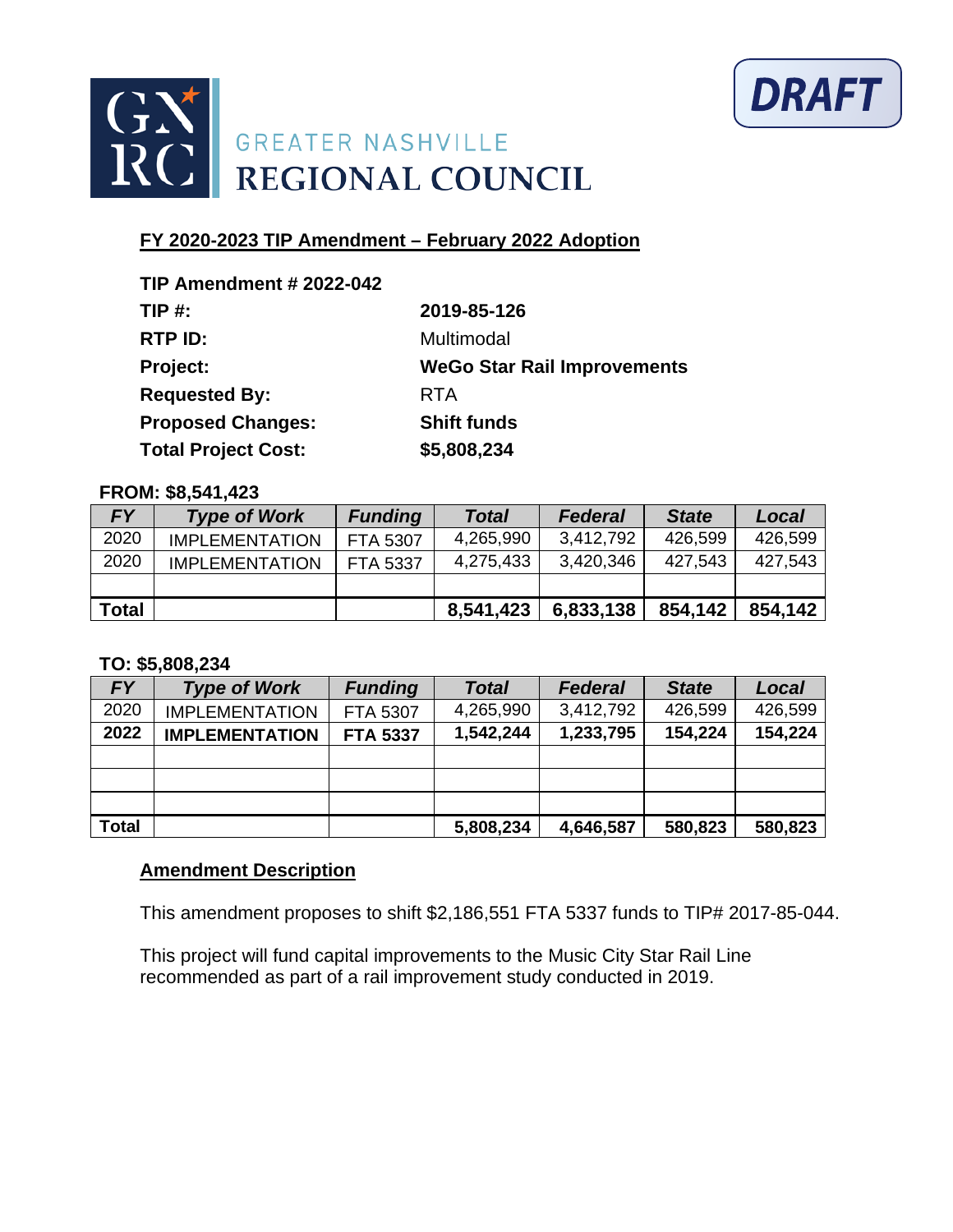GREATER NASHVILLE REGIONAL COUNCIL

DRAFT

## FY 2020-2023 TIP Amendment – February 2022 Adoption

**TIP Amendment # 2022-042**

| | |
|---|---|
| **TIP #:** | **2019-85-126** |
| **RTP ID:** | Multimodal |
| **Project:** | **WeGo Star Rail Improvements** |
| **Requested By:** | RTA |
| **Proposed Changes:** | **Shift funds** |
| **Total Project Cost:** | **$5,808,234** |

**FROM: $8,541,423**

| *FY* | *Type of Work* | *Funding* | *Total* | *Federal* | *State* | *Local* |
|---|---|---|---|---|---|---|
| 2020 | IMPLEMENTATION | FTA 5307 | 4,265,990 | 3,412,792 | 426,599 | 426,599 |
| 2020 | IMPLEMENTATION | FTA 5337 | 4,275,433 | 3,420,346 | 427,543 | 427,543 |
| | | | | | | |
| **Total** | | | **8,541,423** | **6,833,138** | **854,142** | **854,142** |

**TO: $5,808,234**

| *FY* | *Type of Work* | *Funding* | *Total* | *Federal* | *State* | *Local* |
|---|---|---|---|---|---|---|
| 2020 | IMPLEMENTATION | FTA 5307 | 4,265,990 | 3,412,792 | 426,599 | 426,599 |
| **2022** | **IMPLEMENTATION** | **FTA 5337** | **1,542,244** | **1,233,795** | **154,224** | **154,224** |
| | | | | | | |
| | | | | | | |
| | | | | | | |
| **Total** | | | **5,808,234** | **4,646,587** | **580,823** | **580,823** |

### Amendment Description

This amendment proposes to shift $2,186,551 FTA 5337 funds to TIP# 2017-85-044.

This project will fund capital improvements to the Music City Star Rail Line recommended as part of a rail improvement study conducted in 2019.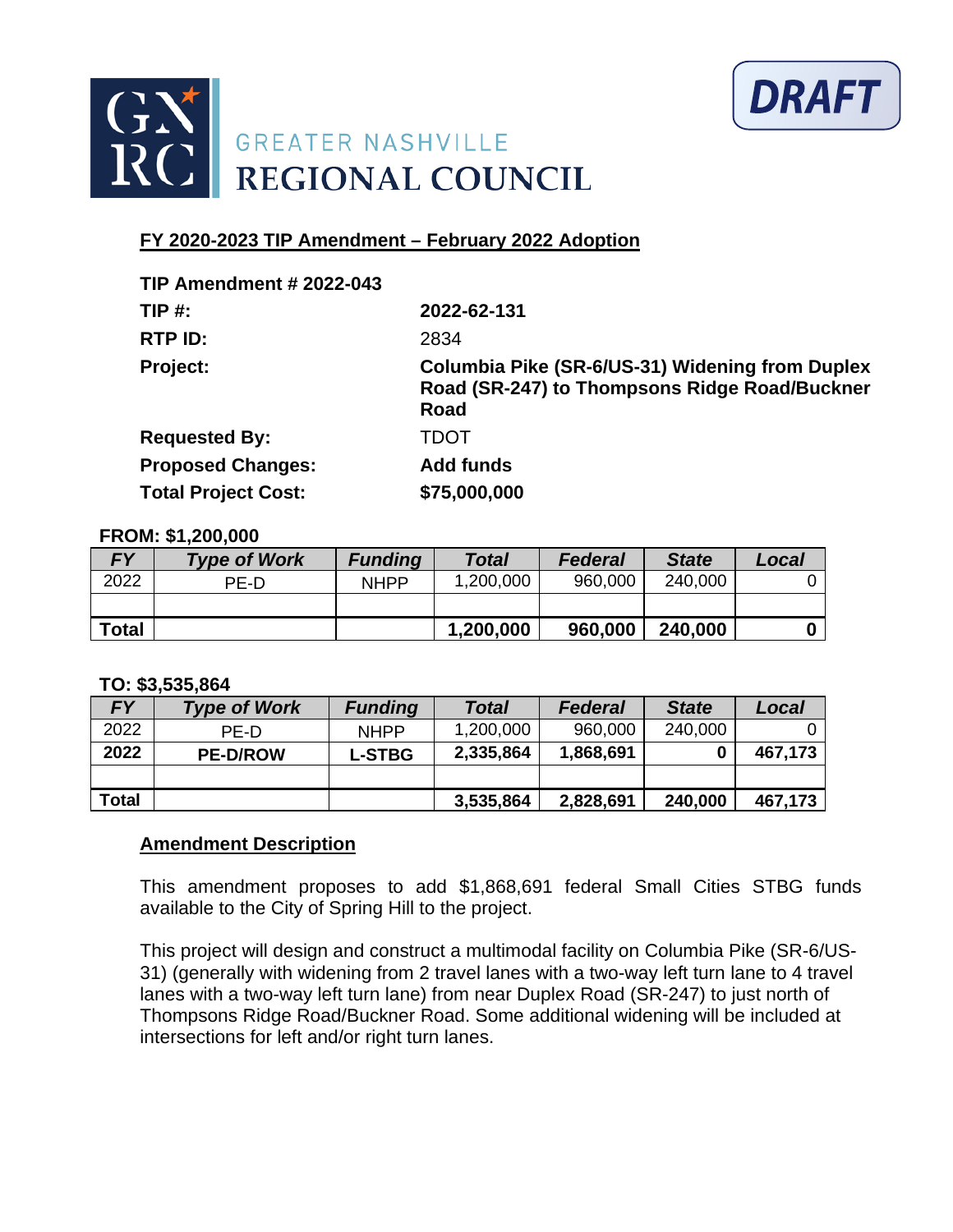GREATER NASHVILLE
REGIONAL COUNCIL

DRAFT

## FY 2020-2023 TIP Amendment – February 2022 Adoption

**TIP Amendment # 2022-043**

| | |
|---|---|
| **TIP #:** | **2022-62-131** |
| **RTP ID:** | 2834 |
| **Project:** | **Columbia Pike (SR-6/US-31) Widening from Duplex Road (SR-247) to Thompsons Ridge Road/Buckner Road** |
| **Requested By:** | TDOT |
| **Proposed Changes:** | **Add funds** |
| **Total Project Cost:** | **$75,000,000** |

**FROM: $1,200,000**

| FY | Type of Work | Funding | Total | Federal | State | Local |
|---|---|---|---|---|---|---|
| 2022 | PE-D | NHPP | 1,200,000 | 960,000 | 240,000 | 0 |
| | | | | | | |
| **Total** | | | **1,200,000** | **960,000** | **240,000** | **0** |

**TO: $3,535,864**

| FY | Type of Work | Funding | Total | Federal | State | Local |
|---|---|---|---|---|---|---|
| 2022 | PE-D | NHPP | 1,200,000 | 960,000 | 240,000 | 0 |
| **2022** | **PE-D/ROW** | **L-STBG** | **2,335,864** | **1,868,691** | **0** | **467,173** |
| | | | | | | |
| **Total** | | | **3,535,864** | **2,828,691** | **240,000** | **467,173** |

### Amendment Description

This amendment proposes to add $1,868,691 federal Small Cities STBG funds available to the City of Spring Hill to the project.

This project will design and construct a multimodal facility on Columbia Pike (SR-6/US-31) (generally with widening from 2 travel lanes with a two-way left turn lane to 4 travel lanes with a two-way left turn lane) from near Duplex Road (SR-247) to just north of Thompsons Ridge Road/Buckner Road. Some additional widening will be included at intersections for left and/or right turn lanes.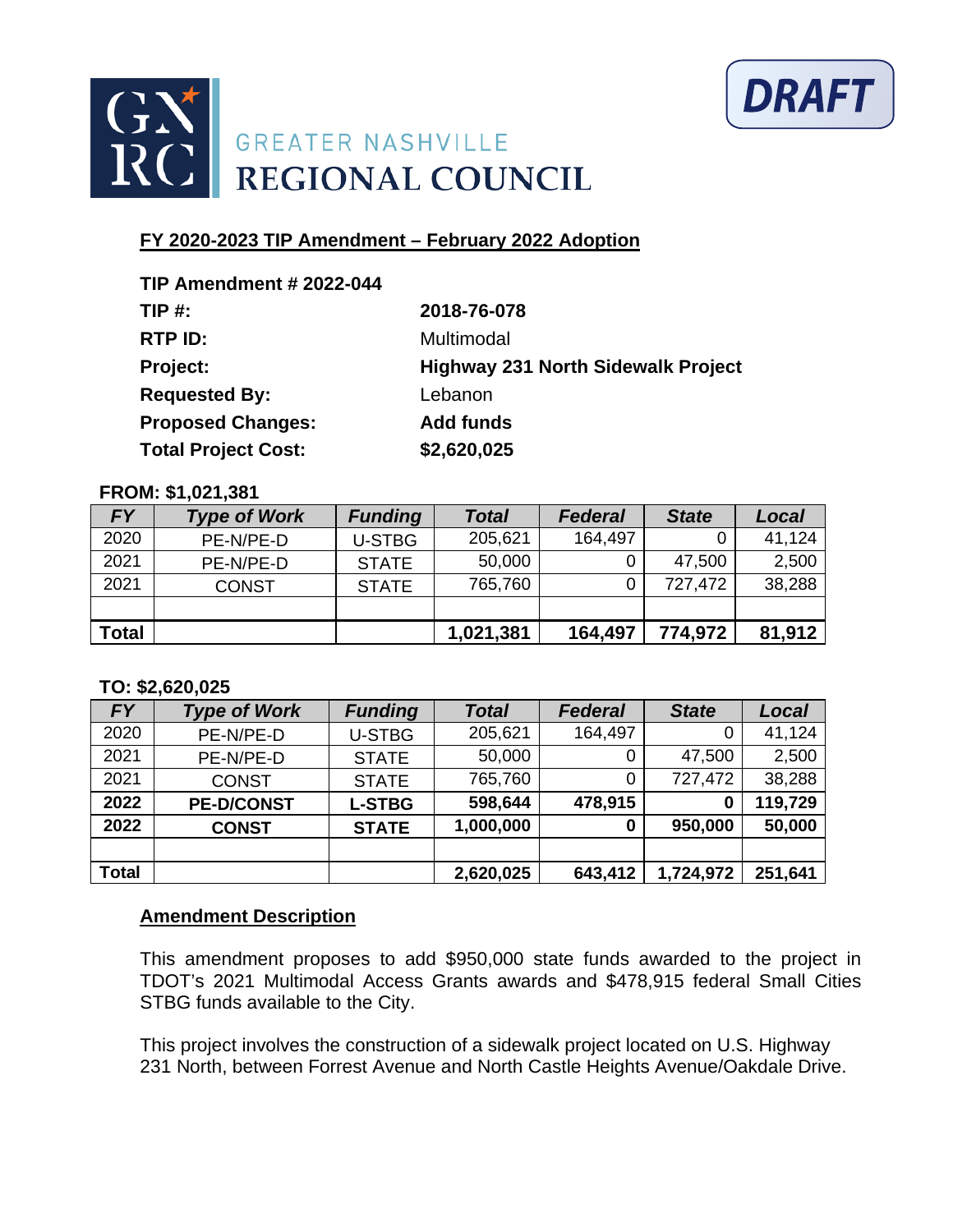GREATER NASHVILLE REGIONAL COUNCIL

DRAFT

## FY 2020-2023 TIP Amendment – February 2022 Adoption

**TIP Amendment # 2022-044**

| | |
|---|---|
| **TIP #:** | **2018-76-078** |
| **RTP ID:** | Multimodal |
| **Project:** | **Highway 231 North Sidewalk Project** |
| **Requested By:** | Lebanon |
| **Proposed Changes:** | **Add funds** |
| **Total Project Cost:** | **$2,620,025** |

**FROM: $1,021,381**

| FY | Type of Work | Funding | Total | Federal | State | Local |
|---|---|---|---|---|---|---|
| 2020 | PE-N/PE-D | U-STBG | 205,621 | 164,497 | 0 | 41,124 |
| 2021 | PE-N/PE-D | STATE | 50,000 | 0 | 47,500 | 2,500 |
| 2021 | CONST | STATE | 765,760 | 0 | 727,472 | 38,288 |
| | | | | | | |
| **Total** | | | **1,021,381** | **164,497** | **774,972** | **81,912** |

**TO: $2,620,025**

| FY | Type of Work | Funding | Total | Federal | State | Local |
|---|---|---|---|---|---|---|
| 2020 | PE-N/PE-D | U-STBG | 205,621 | 164,497 | 0 | 41,124 |
| 2021 | PE-N/PE-D | STATE | 50,000 | 0 | 47,500 | 2,500 |
| 2021 | CONST | STATE | 765,760 | 0 | 727,472 | 38,288 |
| **2022** | **PE-D/CONST** | **L-STBG** | **598,644** | **478,915** | **0** | **119,729** |
| **2022** | **CONST** | **STATE** | **1,000,000** | **0** | **950,000** | **50,000** |
| | | | | | | |
| **Total** | | | **2,620,025** | **643,412** | **1,724,972** | **251,641** |

### Amendment Description

This amendment proposes to add $950,000 state funds awarded to the project in TDOT's 2021 Multimodal Access Grants awards and $478,915 federal Small Cities STBG funds available to the City.

This project involves the construction of a sidewalk project located on U.S. Highway 231 North, between Forrest Avenue and North Castle Heights Avenue/Oakdale Drive.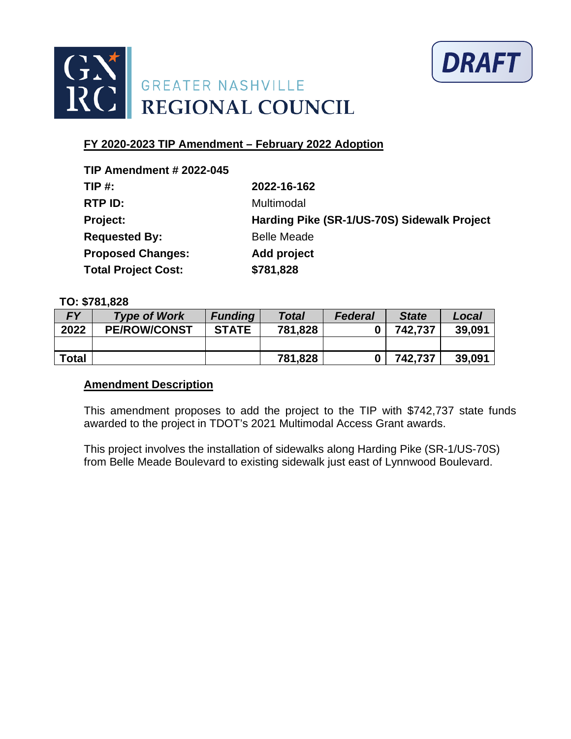GREATER NASHVILLE REGIONAL COUNCIL

DRAFT

**FY 2020-2023 TIP Amendment – February 2022 Adoption**

| | |
|---|---|
| **TIP Amendment # 2022-045** | |
| **TIP #:** | **2022-16-162** |
| **RTP ID:** | Multimodal |
| **Project:** | **Harding Pike (SR-1/US-70S) Sidewalk Project** |
| **Requested By:** | Belle Meade |
| **Proposed Changes:** | **Add project** |
| **Total Project Cost:** | **$781,828** |

**TO: $781,828**

| FY | Type of Work | Funding | Total | Federal | State | Local |
|---|---|---|---|---|---|---|
| 2022 | PE/ROW/CONST | STATE | 781,828 | 0 | 742,737 | 39,091 |
| | | | | | | |
| Total | | | 781,828 | 0 | 742,737 | 39,091 |

**Amendment Description**

This amendment proposes to add the project to the TIP with $742,737 state funds awarded to the project in TDOT's 2021 Multimodal Access Grant awards.

This project involves the installation of sidewalks along Harding Pike (SR-1/US-70S) from Belle Meade Boulevard to existing sidewalk just east of Lynnwood Boulevard.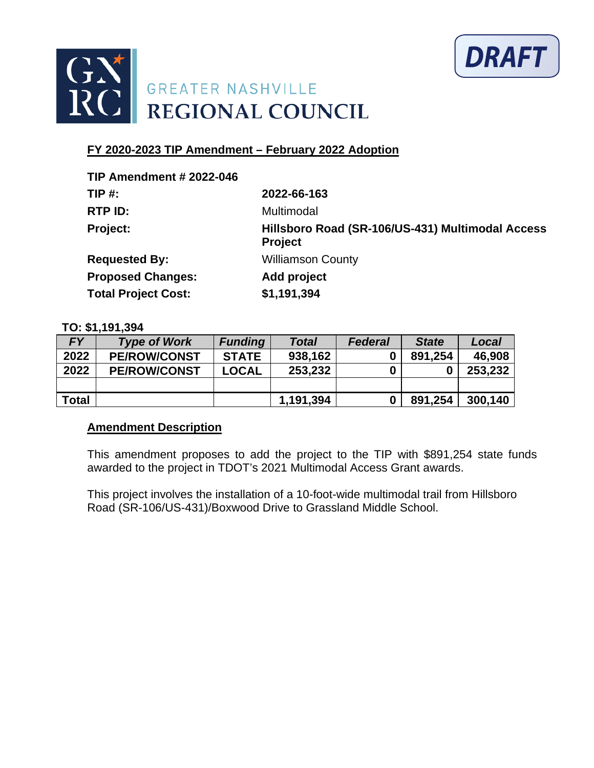GREATER NASHVILLE REGIONAL COUNCIL

DRAFT

**FY 2020-2023 TIP Amendment – February 2022 Adoption**

| | |
|---|---|
| **TIP Amendment # 2022-046** | |
| **TIP #:** | **2022-66-163** |
| **RTP ID:** | Multimodal |
| **Project:** | **Hillsboro Road (SR-106/US-431) Multimodal Access Project** |
| **Requested By:** | Williamson County |
| **Proposed Changes:** | **Add project** |
| **Total Project Cost:** | **$1,191,394** |

**TO: $1,191,394**

| *FY* | *Type of Work* | *Funding* | *Total* | *Federal* | *State* | *Local* |
|---|---|---|---|---|---|---|
| 2022 | PE/ROW/CONST | STATE | 938,162 | 0 | 891,254 | 46,908 |
| 2022 | PE/ROW/CONST | LOCAL | 253,232 | 0 | 0 | 253,232 |
| | | | | | | |
| **Total** | | | **1,191,394** | **0** | **891,254** | **300,140** |

**Amendment Description**

This amendment proposes to add the project to the TIP with $891,254 state funds awarded to the project in TDOT's 2021 Multimodal Access Grant awards.

This project involves the installation of a 10-foot-wide multimodal trail from Hillsboro Road (SR-106/US-431)/Boxwood Drive to Grassland Middle School.